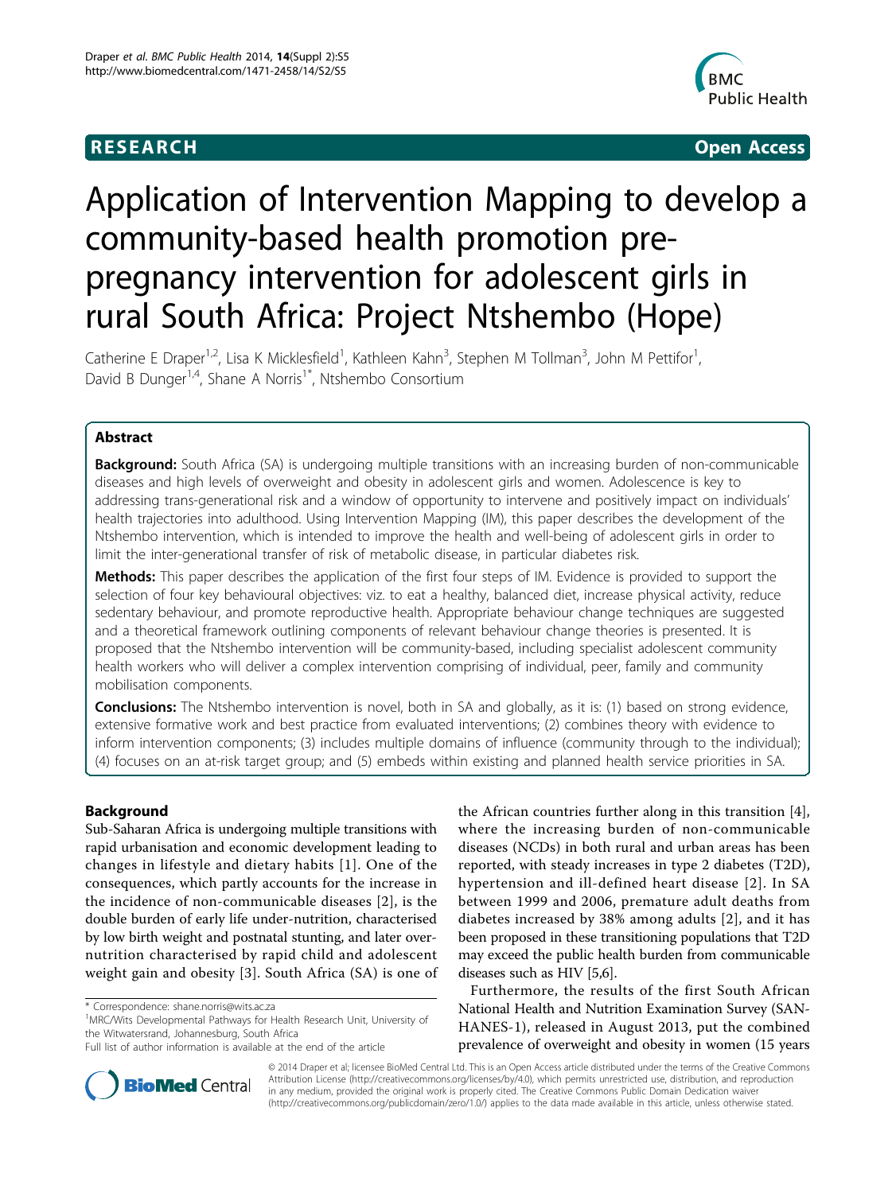**RESEARCH** **Open Access**

# Application of Intervention Mapping to develop a community-based health promotion pre-pregnancy intervention for adolescent girls in rural South Africa: Project Ntshembo (Hope)

Catherine E Draper[1,2], Lisa K Micklesfield[1], Kathleen Kahn[3], Stephen M Tollman[3], John M Pettifor[1], David B Dunger[1,4], Shane A Norris[1*], Ntshembo Consortium

## Abstract

**Background:** South Africa (SA) is undergoing multiple transitions with an increasing burden of non-communicable diseases and high levels of overweight and obesity in adolescent girls and women. Adolescence is key to addressing trans-generational risk and a window of opportunity to intervene and positively impact on individuals' health trajectories into adulthood. Using Intervention Mapping (IM), this paper describes the development of the Ntshembo intervention, which is intended to improve the health and well-being of adolescent girls in order to limit the inter-generational transfer of risk of metabolic disease, in particular diabetes risk.

**Methods:** This paper describes the application of the first four steps of IM. Evidence is provided to support the selection of four key behavioural objectives: viz. to eat a healthy, balanced diet, increase physical activity, reduce sedentary behaviour, and promote reproductive health. Appropriate behaviour change techniques are suggested and a theoretical framework outlining components of relevant behaviour change theories is presented. It is proposed that the Ntshembo intervention will be community-based, including specialist adolescent community health workers who will deliver a complex intervention comprising of individual, peer, family and community mobilisation components.

**Conclusions:** The Ntshembo intervention is novel, both in SA and globally, as it is: (1) based on strong evidence, extensive formative work and best practice from evaluated interventions; (2) combines theory with evidence to inform intervention components; (3) includes multiple domains of influence (community through to the individual); (4) focuses on an at-risk target group; and (5) embeds within existing and planned health service priorities in SA.

## Background

Sub-Saharan Africa is undergoing multiple transitions with rapid urbanisation and economic development leading to changes in lifestyle and dietary habits [1]. One of the consequences, which partly accounts for the increase in the incidence of non-communicable diseases [2], is the double burden of early life under-nutrition, characterised by low birth weight and postnatal stunting, and later over-nutrition characterised by rapid child and adolescent weight gain and obesity [3]. South Africa (SA) is one of the African countries further along in this transition [4], where the increasing burden of non-communicable diseases (NCDs) in both rural and urban areas has been reported, with steady increases in type 2 diabetes (T2D), hypertension and ill-defined heart disease [2]. In SA between 1999 and 2006, premature adult deaths from diabetes increased by 38% among adults [2], and it has been proposed in these transitioning populations that T2D may exceed the public health burden from communicable diseases such as HIV [5,6].

Furthermore, the results of the first South African National Health and Nutrition Examination Survey (SAN-HANES-1), released in August 2013, put the combined prevalence of overweight and obesity in women (15 years

---

\* Correspondence: shane.norris@wits.ac.za
[1]MRC/Wits Developmental Pathways for Health Research Unit, University of the Witwatersrand, Johannesburg, South Africa
Full list of author information is available at the end of the article

© 2014 Draper et al; licensee BioMed Central Ltd. This is an Open Access article distributed under the terms of the Creative Commons Attribution License (http://creativecommons.org/licenses/by/4.0), which permits unrestricted use, distribution, and reproduction in any medium, provided the original work is properly cited. The Creative Commons Public Domain Dedication waiver (http://creativecommons.org/publicdomain/zero/1.0/) applies to the data made available in this article, unless otherwise stated.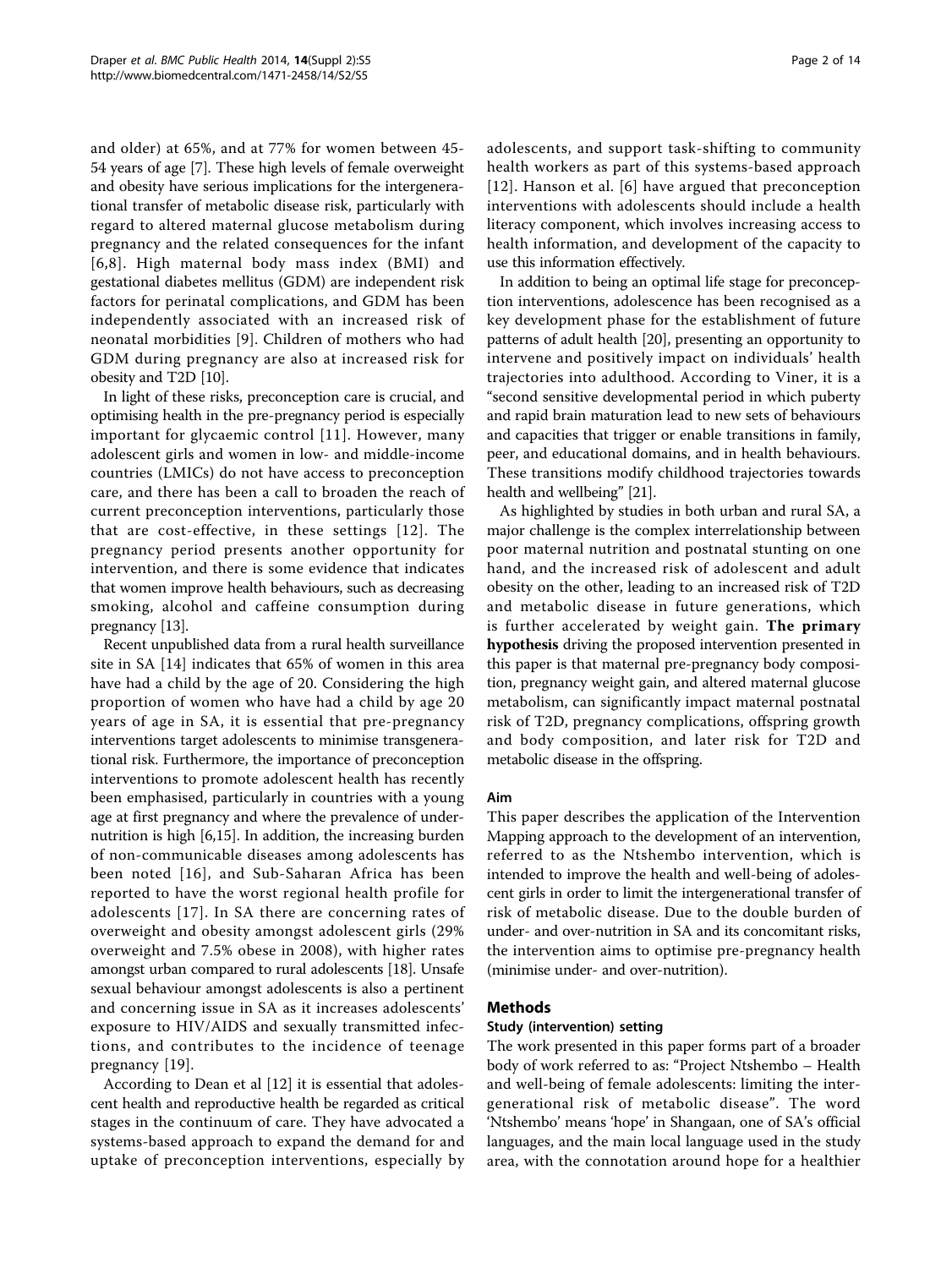and older) at 65%, and at 77% for women between 45-54 years of age [7]. These high levels of female overweight and obesity have serious implications for the intergenerational transfer of metabolic disease risk, particularly with regard to altered maternal glucose metabolism during pregnancy and the related consequences for the infant [6,8]. High maternal body mass index (BMI) and gestational diabetes mellitus (GDM) are independent risk factors for perinatal complications, and GDM has been independently associated with an increased risk of neonatal morbidities [9]. Children of mothers who had GDM during pregnancy are also at increased risk for obesity and T2D [10].

In light of these risks, preconception care is crucial, and optimising health in the pre-pregnancy period is especially important for glycaemic control [11]. However, many adolescent girls and women in low- and middle-income countries (LMICs) do not have access to preconception care, and there has been a call to broaden the reach of current preconception interventions, particularly those that are cost-effective, in these settings [12]. The pregnancy period presents another opportunity for intervention, and there is some evidence that indicates that women improve health behaviours, such as decreasing smoking, alcohol and caffeine consumption during pregnancy [13].

Recent unpublished data from a rural health surveillance site in SA [14] indicates that 65% of women in this area have had a child by the age of 20. Considering the high proportion of women who have had a child by age 20 years of age in SA, it is essential that pre-pregnancy interventions target adolescents to minimise transgenerational risk. Furthermore, the importance of preconception interventions to promote adolescent health has recently been emphasised, particularly in countries with a young age at first pregnancy and where the prevalence of undernutrition is high [6,15]. In addition, the increasing burden of non-communicable diseases among adolescents has been noted [16], and Sub-Saharan Africa has been reported to have the worst regional health profile for adolescents [17]. In SA there are concerning rates of overweight and obesity amongst adolescent girls (29% overweight and 7.5% obese in 2008), with higher rates amongst urban compared to rural adolescents [18]. Unsafe sexual behaviour amongst adolescents is also a pertinent and concerning issue in SA as it increases adolescents' exposure to HIV/AIDS and sexually transmitted infections, and contributes to the incidence of teenage pregnancy [19].

According to Dean et al [12] it is essential that adolescent health and reproductive health be regarded as critical stages in the continuum of care. They have advocated a systems-based approach to expand the demand for and uptake of preconception interventions, especially by adolescents, and support task-shifting to community health workers as part of this systems-based approach [12]. Hanson et al. [6] have argued that preconception interventions with adolescents should include a health literacy component, which involves increasing access to health information, and development of the capacity to use this information effectively.

In addition to being an optimal life stage for preconception interventions, adolescence has been recognised as a key development phase for the establishment of future patterns of adult health [20], presenting an opportunity to intervene and positively impact on individuals' health trajectories into adulthood. According to Viner, it is a "second sensitive developmental period in which puberty and rapid brain maturation lead to new sets of behaviours and capacities that trigger or enable transitions in family, peer, and educational domains, and in health behaviours. These transitions modify childhood trajectories towards health and wellbeing" [21].

As highlighted by studies in both urban and rural SA, a major challenge is the complex interrelationship between poor maternal nutrition and postnatal stunting on one hand, and the increased risk of adolescent and adult obesity on the other, leading to an increased risk of T2D and metabolic disease in future generations, which is further accelerated by weight gain. **The primary hypothesis** driving the proposed intervention presented in this paper is that maternal pre-pregnancy body composition, pregnancy weight gain, and altered maternal glucose metabolism, can significantly impact maternal postnatal risk of T2D, pregnancy complications, offspring growth and body composition, and later risk for T2D and metabolic disease in the offspring.

### Aim

This paper describes the application of the Intervention Mapping approach to the development of an intervention, referred to as the Ntshembo intervention, which is intended to improve the health and well-being of adolescent girls in order to limit the intergenerational transfer of risk of metabolic disease. Due to the double burden of under- and over-nutrition in SA and its concomitant risks, the intervention aims to optimise pre-pregnancy health (minimise under- and over-nutrition).

## Methods

### Study (intervention) setting

The work presented in this paper forms part of a broader body of work referred to as: "Project Ntshembo – Health and well-being of female adolescents: limiting the intergenerational risk of metabolic disease". The word 'Ntshembo' means 'hope' in Shangaan, one of SA's official languages, and the main local language used in the study area, with the connotation around hope for a healthier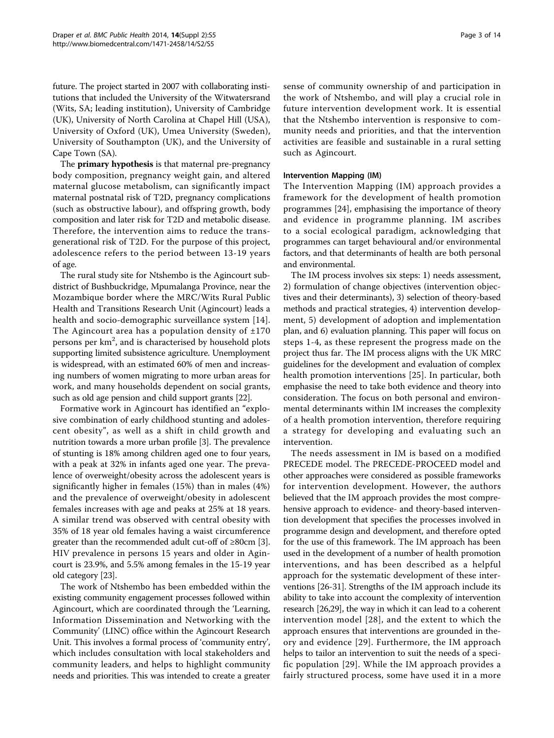future. The project started in 2007 with collaborating institutions that included the University of the Witwatersrand (Wits, SA; leading institution), University of Cambridge (UK), University of North Carolina at Chapel Hill (USA), University of Oxford (UK), Umea University (Sweden), University of Southampton (UK), and the University of Cape Town (SA).

The **primary hypothesis** is that maternal pre-pregnancy body composition, pregnancy weight gain, and altered maternal glucose metabolism, can significantly impact maternal postnatal risk of T2D, pregnancy complications (such as obstructive labour), and offspring growth, body composition and later risk for T2D and metabolic disease. Therefore, the intervention aims to reduce the transgenerational risk of T2D. For the purpose of this project, adolescence refers to the period between 13-19 years of age.

The rural study site for Ntshembo is the Agincourt subdistrict of Bushbuckridge, Mpumalanga Province, near the Mozambique border where the MRC/Wits Rural Public Health and Transitions Research Unit (Agincourt) leads a health and socio-demographic surveillance system [14]. The Agincourt area has a population density of ±170 persons per km$^2$, and is characterised by household plots supporting limited subsistence agriculture. Unemployment is widespread, with an estimated 60% of men and increasing numbers of women migrating to more urban areas for work, and many households dependent on social grants, such as old age pension and child support grants [22].

Formative work in Agincourt has identified an "explosive combination of early childhood stunting and adolescent obesity", as well as a shift in child growth and nutrition towards a more urban profile [3]. The prevalence of stunting is 18% among children aged one to four years, with a peak at 32% in infants aged one year. The prevalence of overweight/obesity across the adolescent years is significantly higher in females (15%) than in males (4%) and the prevalence of overweight/obesity in adolescent females increases with age and peaks at 25% at 18 years. A similar trend was observed with central obesity with 35% of 18 year old females having a waist circumference greater than the recommended adult cut-off of ≥80cm [3]. HIV prevalence in persons 15 years and older in Agincourt is 23.9%, and 5.5% among females in the 15-19 year old category [23].

The work of Ntshembo has been embedded within the existing community engagement processes followed within Agincourt, which are coordinated through the 'Learning, Information Dissemination and Networking with the Community' (LINC) office within the Agincourt Research Unit. This involves a formal process of 'community entry', which includes consultation with local stakeholders and community leaders, and helps to highlight community needs and priorities. This was intended to create a greater sense of community ownership of and participation in the work of Ntshembo, and will play a crucial role in future intervention development work. It is essential that the Ntshembo intervention is responsive to community needs and priorities, and that the intervention activities are feasible and sustainable in a rural setting such as Agincourt.

#### Intervention Mapping (IM)

The Intervention Mapping (IM) approach provides a framework for the development of health promotion programmes [24], emphasising the importance of theory and evidence in programme planning. IM ascribes to a social ecological paradigm, acknowledging that programmes can target behavioural and/or environmental factors, and that determinants of health are both personal and environmental.

The IM process involves six steps: 1) needs assessment, 2) formulation of change objectives (intervention objectives and their determinants), 3) selection of theory-based methods and practical strategies, 4) intervention development, 5) development of adoption and implementation plan, and 6) evaluation planning. This paper will focus on steps 1-4, as these represent the progress made on the project thus far. The IM process aligns with the UK MRC guidelines for the development and evaluation of complex health promotion interventions [25]. In particular, both emphasise the need to take both evidence and theory into consideration. The focus on both personal and environmental determinants within IM increases the complexity of a health promotion intervention, therefore requiring a strategy for developing and evaluating such an intervention.

The needs assessment in IM is based on a modified PRECEDE model. The PRECEDE-PROCEED model and other approaches were considered as possible frameworks for intervention development. However, the authors believed that the IM approach provides the most comprehensive approach to evidence- and theory-based intervention development that specifies the processes involved in programme design and development, and therefore opted for the use of this framework. The IM approach has been used in the development of a number of health promotion interventions, and has been described as a helpful approach for the systematic development of these interventions [26-31]. Strengths of the IM approach include its ability to take into account the complexity of intervention research [26,29], the way in which it can lead to a coherent intervention model [28], and the extent to which the approach ensures that interventions are grounded in theory and evidence [29]. Furthermore, the IM approach helps to tailor an intervention to suit the needs of a specific population [29]. While the IM approach provides a fairly structured process, some have used it in a more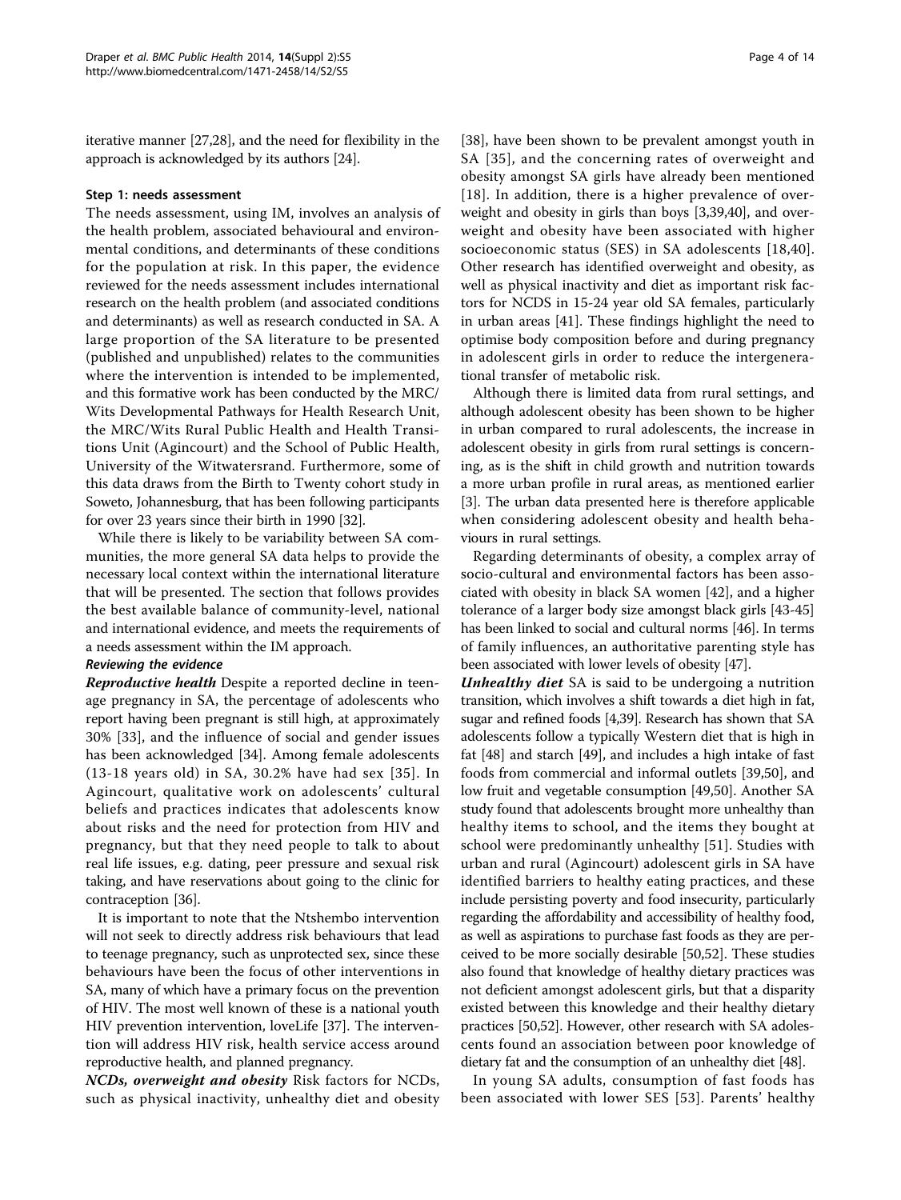iterative manner [27,28], and the need for flexibility in the approach is acknowledged by its authors [24].

### Step 1: needs assessment

The needs assessment, using IM, involves an analysis of the health problem, associated behavioural and environmental conditions, and determinants of these conditions for the population at risk. In this paper, the evidence reviewed for the needs assessment includes international research on the health problem (and associated conditions and determinants) as well as research conducted in SA. A large proportion of the SA literature to be presented (published and unpublished) relates to the communities where the intervention is intended to be implemented, and this formative work has been conducted by the MRC/Wits Developmental Pathways for Health Research Unit, the MRC/Wits Rural Public Health and Health Transitions Unit (Agincourt) and the School of Public Health, University of the Witwatersrand. Furthermore, some of this data draws from the Birth to Twenty cohort study in Soweto, Johannesburg, that has been following participants for over 23 years since their birth in 1990 [32].

While there is likely to be variability between SA communities, the more general SA data helps to provide the necessary local context within the international literature that will be presented. The section that follows provides the best available balance of community-level, national and international evidence, and meets the requirements of a needs assessment within the IM approach.

#### *Reviewing the evidence*

***Reproductive health*** Despite a reported decline in teenage pregnancy in SA, the percentage of adolescents who report having been pregnant is still high, at approximately 30% [33], and the influence of social and gender issues has been acknowledged [34]. Among female adolescents (13-18 years old) in SA, 30.2% have had sex [35]. In Agincourt, qualitative work on adolescents' cultural beliefs and practices indicates that adolescents know about risks and the need for protection from HIV and pregnancy, but that they need people to talk to about real life issues, e.g. dating, peer pressure and sexual risk taking, and have reservations about going to the clinic for contraception [36].

It is important to note that the Ntshembo intervention will not seek to directly address risk behaviours that lead to teenage pregnancy, such as unprotected sex, since these behaviours have been the focus of other interventions in SA, many of which have a primary focus on the prevention of HIV. The most well known of these is a national youth HIV prevention intervention, loveLife [37]. The intervention will address HIV risk, health service access around reproductive health, and planned pregnancy.

***NCDs, overweight and obesity*** Risk factors for NCDs, such as physical inactivity, unhealthy diet and obesity [38], have been shown to be prevalent amongst youth in SA [35], and the concerning rates of overweight and obesity amongst SA girls have already been mentioned [18]. In addition, there is a higher prevalence of overweight and obesity in girls than boys [3,39,40], and overweight and obesity have been associated with higher socioeconomic status (SES) in SA adolescents [18,40]. Other research has identified overweight and obesity, as well as physical inactivity and diet as important risk factors for NCDS in 15-24 year old SA females, particularly in urban areas [41]. These findings highlight the need to optimise body composition before and during pregnancy in adolescent girls in order to reduce the intergenerational transfer of metabolic risk.

Although there is limited data from rural settings, and although adolescent obesity has been shown to be higher in urban compared to rural adolescents, the increase in adolescent obesity in girls from rural settings is concerning, as is the shift in child growth and nutrition towards a more urban profile in rural areas, as mentioned earlier [3]. The urban data presented here is therefore applicable when considering adolescent obesity and health behaviours in rural settings.

Regarding determinants of obesity, a complex array of socio-cultural and environmental factors has been associated with obesity in black SA women [42], and a higher tolerance of a larger body size amongst black girls [43-45] has been linked to social and cultural norms [46]. In terms of family influences, an authoritative parenting style has been associated with lower levels of obesity [47].

***Unhealthy diet*** SA is said to be undergoing a nutrition transition, which involves a shift towards a diet high in fat, sugar and refined foods [4,39]. Research has shown that SA adolescents follow a typically Western diet that is high in fat [48] and starch [49], and includes a high intake of fast foods from commercial and informal outlets [39,50], and low fruit and vegetable consumption [49,50]. Another SA study found that adolescents brought more unhealthy than healthy items to school, and the items they bought at school were predominantly unhealthy [51]. Studies with urban and rural (Agincourt) adolescent girls in SA have identified barriers to healthy eating practices, and these include persisting poverty and food insecurity, particularly regarding the affordability and accessibility of healthy food, as well as aspirations to purchase fast foods as they are perceived to be more socially desirable [50,52]. These studies also found that knowledge of healthy dietary practices was not deficient amongst adolescent girls, but that a disparity existed between this knowledge and their healthy dietary practices [50,52]. However, other research with SA adolescents found an association between poor knowledge of dietary fat and the consumption of an unhealthy diet [48].

In young SA adults, consumption of fast foods has been associated with lower SES [53]. Parents' healthy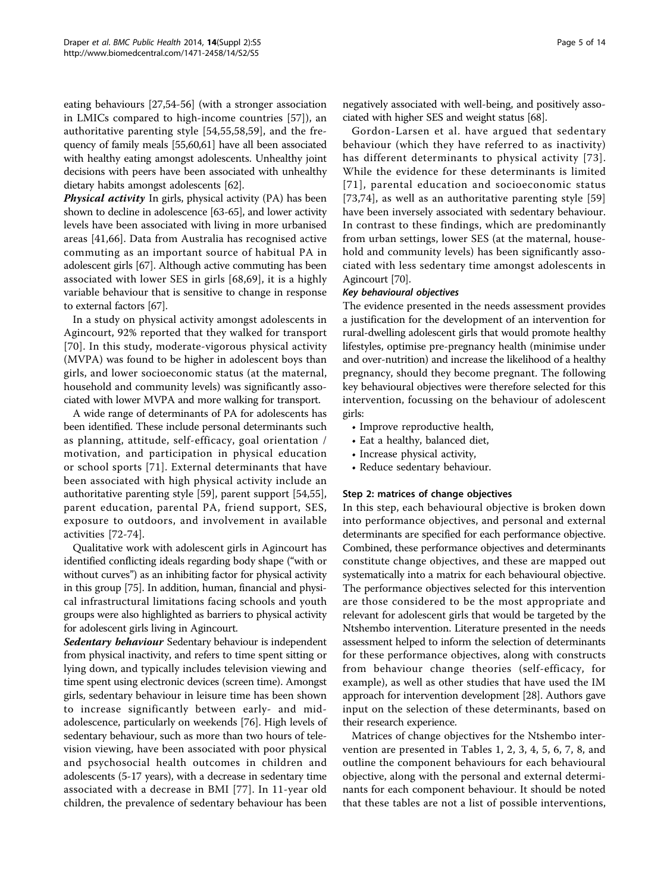eating behaviours [27,54-56] (with a stronger association in LMICs compared to high-income countries [57]), an authoritative parenting style [54,55,58,59], and the frequency of family meals [55,60,61] have all been associated with healthy eating amongst adolescents. Unhealthy joint decisions with peers have been associated with unhealthy dietary habits amongst adolescents [62].

***Physical activity*** In girls, physical activity (PA) has been shown to decline in adolescence [63-65], and lower activity levels have been associated with living in more urbanised areas [41,66]. Data from Australia has recognised active commuting as an important source of habitual PA in adolescent girls [67]. Although active commuting has been associated with lower SES in girls [68,69], it is a highly variable behaviour that is sensitive to change in response to external factors [67].

In a study on physical activity amongst adolescents in Agincourt, 92% reported that they walked for transport [70]. In this study, moderate-vigorous physical activity (MVPA) was found to be higher in adolescent boys than girls, and lower socioeconomic status (at the maternal, household and community levels) was significantly associated with lower MVPA and more walking for transport.

A wide range of determinants of PA for adolescents has been identified. These include personal determinants such as planning, attitude, self-efficacy, goal orientation / motivation, and participation in physical education or school sports [71]. External determinants that have been associated with high physical activity include an authoritative parenting style [59], parent support [54,55], parent education, parental PA, friend support, SES, exposure to outdoors, and involvement in available activities [72-74].

Qualitative work with adolescent girls in Agincourt has identified conflicting ideals regarding body shape ("with or without curves") as an inhibiting factor for physical activity in this group [75]. In addition, human, financial and physical infrastructural limitations facing schools and youth groups were also highlighted as barriers to physical activity for adolescent girls living in Agincourt.

***Sedentary behaviour*** Sedentary behaviour is independent from physical inactivity, and refers to time spent sitting or lying down, and typically includes television viewing and time spent using electronic devices (screen time). Amongst girls, sedentary behaviour in leisure time has been shown to increase significantly between early- and mid-adolescence, particularly on weekends [76]. High levels of sedentary behaviour, such as more than two hours of television viewing, have been associated with poor physical and psychosocial health outcomes in children and adolescents (5-17 years), with a decrease in sedentary time associated with a decrease in BMI [77]. In 11-year old children, the prevalence of sedentary behaviour has been negatively associated with well-being, and positively associated with higher SES and weight status [68].

Gordon-Larsen et al. have argued that sedentary behaviour (which they have referred to as inactivity) has different determinants to physical activity [73]. While the evidence for these determinants is limited [71], parental education and socioeconomic status [73,74], as well as an authoritative parenting style [59] have been inversely associated with sedentary behaviour. In contrast to these findings, which are predominantly from urban settings, lower SES (at the maternal, household and community levels) has been significantly associated with less sedentary time amongst adolescents in Agincourt [70].

#### *Key behavioural objectives*

The evidence presented in the needs assessment provides a justification for the development of an intervention for rural-dwelling adolescent girls that would promote healthy lifestyles, optimise pre-pregnancy health (minimise under and over-nutrition) and increase the likelihood of a healthy pregnancy, should they become pregnant. The following key behavioural objectives were therefore selected for this intervention, focussing on the behaviour of adolescent girls:

- Improve reproductive health,
- Eat a healthy, balanced diet,
- Increase physical activity,
- Reduce sedentary behaviour.

### Step 2: matrices of change objectives

In this step, each behavioural objective is broken down into performance objectives, and personal and external determinants are specified for each performance objective. Combined, these performance objectives and determinants constitute change objectives, and these are mapped out systematically into a matrix for each behavioural objective. The performance objectives selected for this intervention are those considered to be the most appropriate and relevant for adolescent girls that would be targeted by the Ntshembo intervention. Literature presented in the needs assessment helped to inform the selection of determinants for these performance objectives, along with constructs from behaviour change theories (self-efficacy, for example), as well as other studies that have used the IM approach for intervention development [28]. Authors gave input on the selection of these determinants, based on their research experience.

Matrices of change objectives for the Ntshembo intervention are presented in Tables 1, 2, 3, 4, 5, 6, 7, 8, and outline the component behaviours for each behavioural objective, along with the personal and external determinants for each component behaviour. It should be noted that these tables are not a list of possible interventions,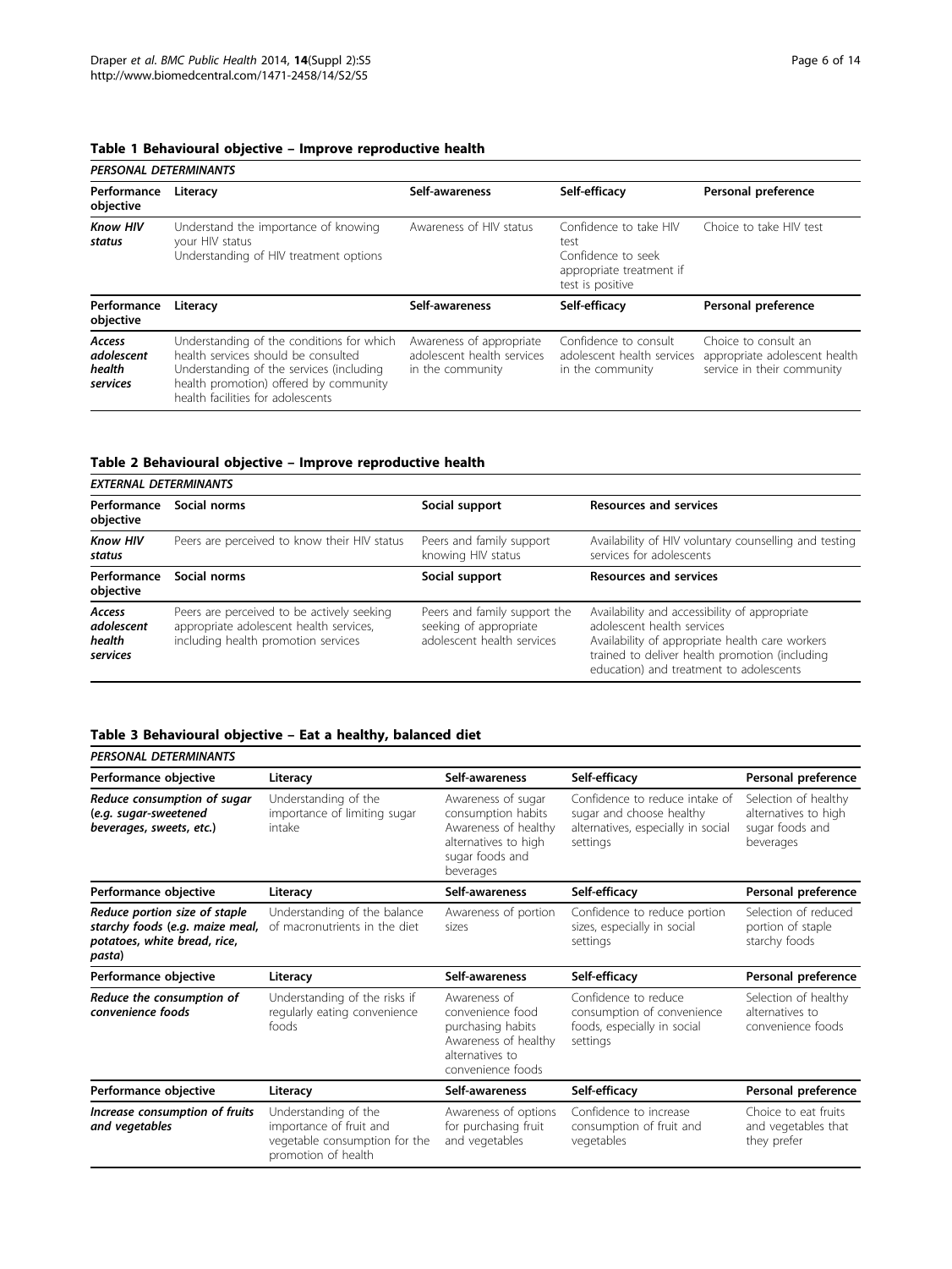**Table 1 Behavioural objective – Improve reproductive health**

| *PERSONAL DETERMINANTS* | | | | |
|---|---|---|---|---|
| **Performance objective** | **Literacy** | **Self-awareness** | **Self-efficacy** | **Personal preference** |
| ***Know HIV status*** | Understand the importance of knowing your HIV status<br>Understanding of HIV treatment options | Awareness of HIV status | Confidence to take HIV test<br>Confidence to seek appropriate treatment if test is positive | Choice to take HIV test |
| **Performance objective** | **Literacy** | **Self-awareness** | **Self-efficacy** | **Personal preference** |
| ***Access adolescent health services*** | Understanding of the conditions for which health services should be consulted<br>Understanding of the services (including health promotion) offered by community health facilities for adolescents | Awareness of appropriate adolescent health services in the community | Confidence to consult adolescent health services in the community | Choice to consult an appropriate adolescent health service in their community |

**Table 2 Behavioural objective – Improve reproductive health**

| *EXTERNAL DETERMINANTS* | | | |
|---|---|---|---|
| **Performance objective** | **Social norms** | **Social support** | **Resources and services** |
| ***Know HIV status*** | Peers are perceived to know their HIV status | Peers and family support knowing HIV status | Availability of HIV voluntary counselling and testing services for adolescents |
| **Performance objective** | **Social norms** | **Social support** | **Resources and services** |
| ***Access adolescent health services*** | Peers are perceived to be actively seeking appropriate adolescent health services, including health promotion services | Peers and family support the seeking of appropriate adolescent health services | Availability and accessibility of appropriate adolescent health services<br>Availability of appropriate health care workers trained to deliver health promotion (including education) and treatment to adolescents |

**Table 3 Behavioural objective – Eat a healthy, balanced diet**

| *PERSONAL DETERMINANTS* | | | | |
|---|---|---|---|---|
| **Performance objective** | **Literacy** | **Self-awareness** | **Self-efficacy** | **Personal preference** |
| ***Reduce consumption of sugar (e.g. sugar-sweetened beverages, sweets, etc.)*** | Understanding of the importance of limiting sugar intake | Awareness of sugar consumption habits<br>Awareness of healthy alternatives to high sugar foods and beverages | Confidence to reduce intake of sugar and choose healthy alternatives, especially in social settings | Selection of healthy alternatives to high sugar foods and beverages |
| **Performance objective** | **Literacy** | **Self-awareness** | **Self-efficacy** | **Personal preference** |
| ***Reduce portion size of staple starchy foods (e.g. maize meal, potatoes, white bread, rice, pasta)*** | Understanding of the balance of macronutrients in the diet | Awareness of portion sizes | Confidence to reduce portion sizes, especially in social settings | Selection of reduced portion of staple starchy foods |
| **Performance objective** | **Literacy** | **Self-awareness** | **Self-efficacy** | **Personal preference** |
| ***Reduce the consumption of convenience foods*** | Understanding of the risks if regularly eating convenience foods | Awareness of convenience food purchasing habits<br>Awareness of healthy alternatives to convenience foods | Confidence to reduce consumption of convenience foods, especially in social settings | Selection of healthy alternatives to convenience foods |
| **Performance objective** | **Literacy** | **Self-awareness** | **Self-efficacy** | **Personal preference** |
| ***Increase consumption of fruits and vegetables*** | Understanding of the importance of fruit and vegetable consumption for the promotion of health | Awareness of options for purchasing fruit and vegetables | Confidence to increase consumption of fruit and vegetables | Choice to eat fruits and vegetables that they prefer |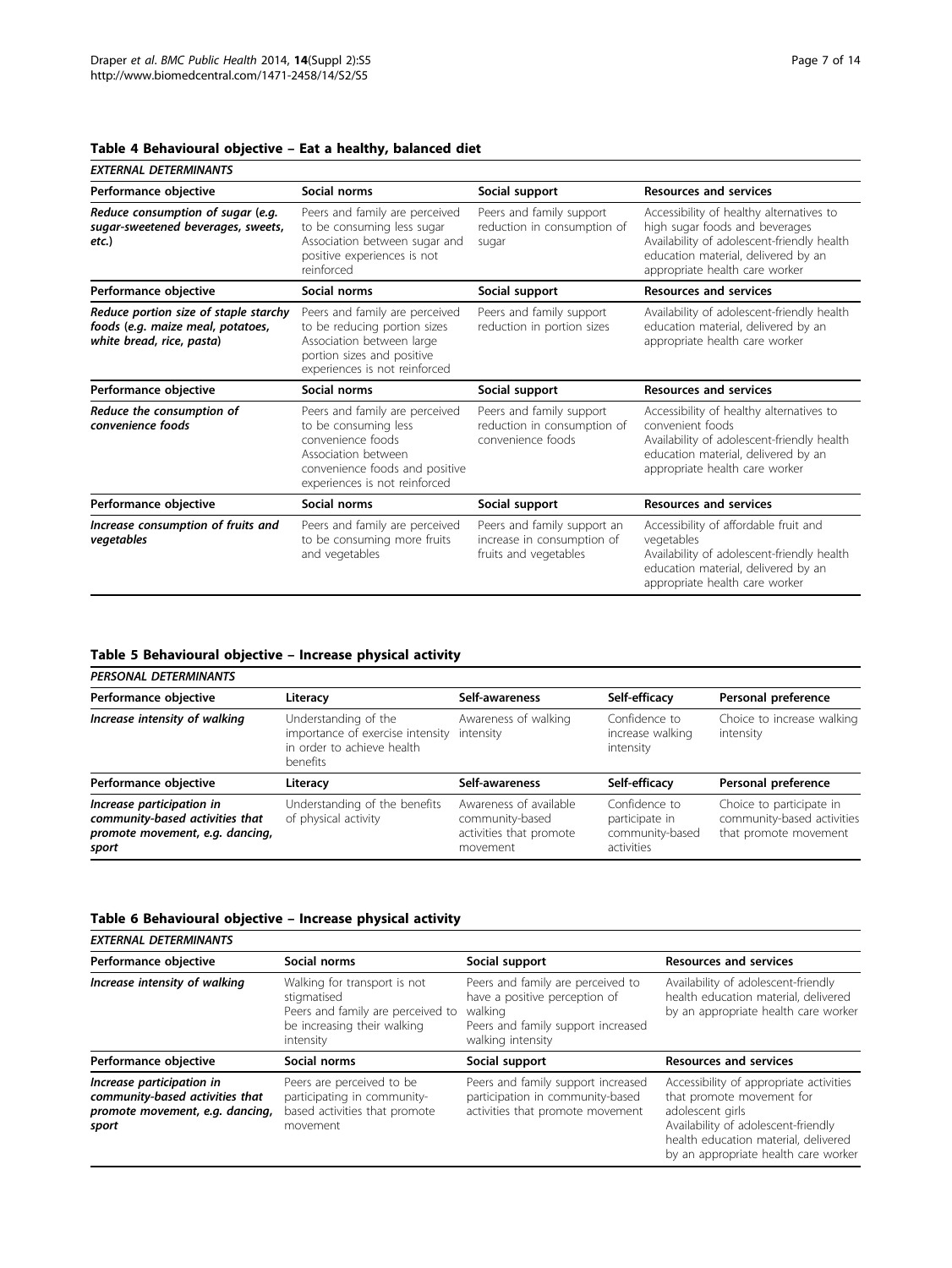**Table 4 Behavioural objective – Eat a healthy, balanced diet**

| *EXTERNAL DETERMINANTS* | | | |
|---|---|---|---|
| **Performance objective** | **Social norms** | **Social support** | **Resources and services** |
| ***Reduce consumption of sugar (e.g. sugar-sweetened beverages, sweets, etc.)*** | Peers and family are perceived to be consuming less sugar<br>Association between sugar and positive experiences is not reinforced | Peers and family support reduction in consumption of sugar | Accessibility of healthy alternatives to high sugar foods and beverages<br>Availability of adolescent-friendly health education material, delivered by an appropriate health care worker |
| **Performance objective** | **Social norms** | **Social support** | **Resources and services** |
| ***Reduce portion size of staple starchy foods (e.g. maize meal, potatoes, white bread, rice, pasta)*** | Peers and family are perceived to be reducing portion sizes<br>Association between large portion sizes and positive experiences is not reinforced | Peers and family support reduction in portion sizes | Availability of adolescent-friendly health education material, delivered by an appropriate health care worker |
| **Performance objective** | **Social norms** | **Social support** | **Resources and services** |
| ***Reduce the consumption of convenience foods*** | Peers and family are perceived to be consuming less convenience foods<br>Association between convenience foods and positive experiences is not reinforced | Peers and family support reduction in consumption of convenience foods | Accessibility of healthy alternatives to convenient foods<br>Availability of adolescent-friendly health education material, delivered by an appropriate health care worker |
| **Performance objective** | **Social norms** | **Social support** | **Resources and services** |
| ***Increase consumption of fruits and vegetables*** | Peers and family are perceived to be consuming more fruits and vegetables | Peers and family support an increase in consumption of fruits and vegetables | Accessibility of affordable fruit and vegetables<br>Availability of adolescent-friendly health education material, delivered by an appropriate health care worker |

**Table 5 Behavioural objective – Increase physical activity**

| *PERSONAL DETERMINANTS* | | | | |
|---|---|---|---|---|
| **Performance objective** | **Literacy** | **Self-awareness** | **Self-efficacy** | **Personal preference** |
| ***Increase intensity of walking*** | Understanding of the importance of exercise intensity in order to achieve health benefits | Awareness of walking intensity | Confidence to increase walking intensity | Choice to increase walking intensity |
| **Performance objective** | **Literacy** | **Self-awareness** | **Self-efficacy** | **Personal preference** |
| ***Increase participation in community-based activities that promote movement, e.g. dancing, sport*** | Understanding of the benefits of physical activity | Awareness of available community-based activities that promote movement | Confidence to participate in community-based activities | Choice to participate in community-based activities that promote movement |

**Table 6 Behavioural objective – Increase physical activity**

| *EXTERNAL DETERMINANTS* | | | |
|---|---|---|---|
| **Performance objective** | **Social norms** | **Social support** | **Resources and services** |
| ***Increase intensity of walking*** | Walking for transport is not stigmatised<br>Peers and family are perceived to be increasing their walking intensity | Peers and family are perceived to have a positive perception of walking<br>Peers and family support increased walking intensity | Availability of adolescent-friendly health education material, delivered by an appropriate health care worker |
| **Performance objective** | **Social norms** | **Social support** | **Resources and services** |
| ***Increase participation in community-based activities that promote movement, e.g. dancing, sport*** | Peers are perceived to be participating in community-based activities that promote movement | Peers and family support increased participation in community-based activities that promote movement | Accessibility of appropriate activities that promote movement for adolescent girls<br>Availability of adolescent-friendly health education material, delivered by an appropriate health care worker |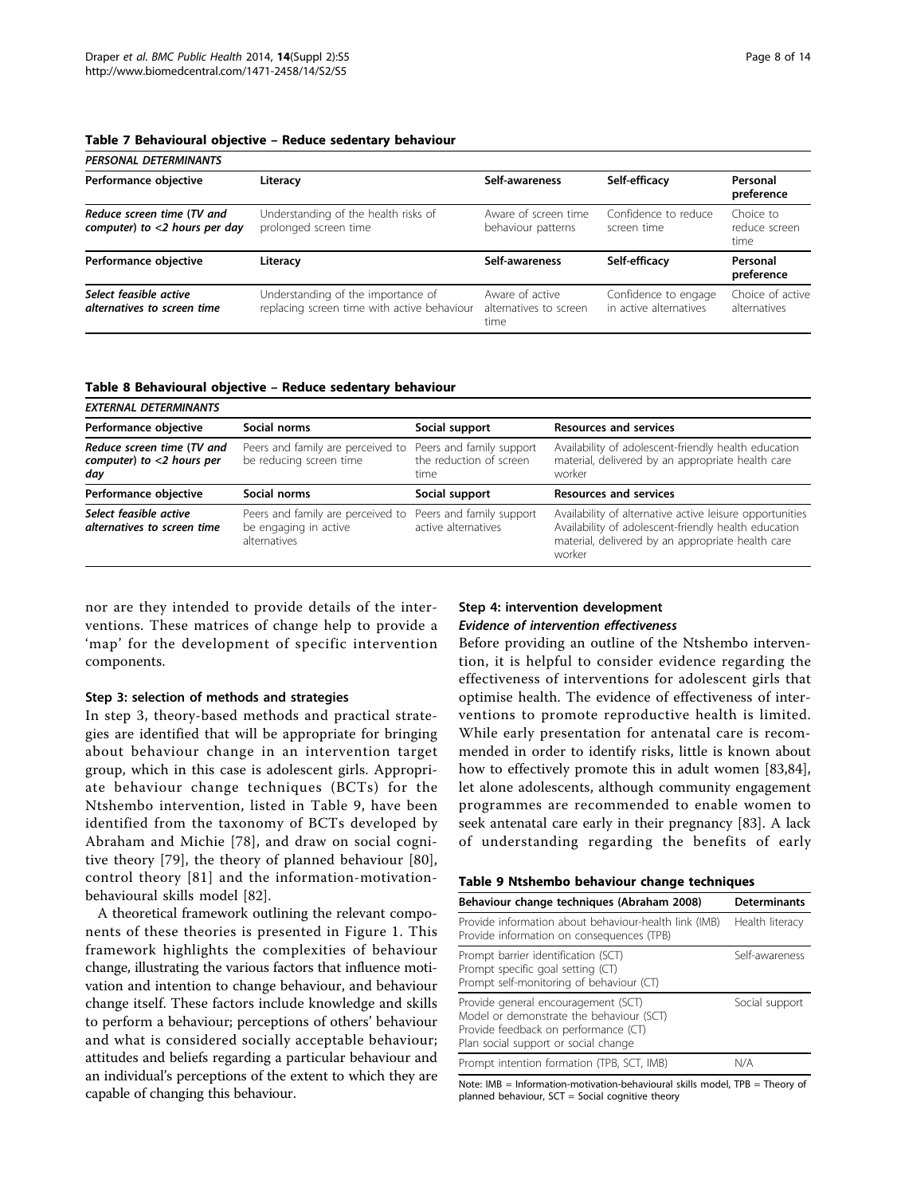**Table 7 Behavioural objective – Reduce sedentary behaviour**

| *PERSONAL DETERMINANTS* | | | | |
|---|---|---|---|---|
| **Performance objective** | **Literacy** | **Self-awareness** | **Self-efficacy** | **Personal preference** |
| ***Reduce screen time (TV and computer) to <2 hours per day*** | Understanding of the health risks of prolonged screen time | Aware of screen time behaviour patterns | Confidence to reduce screen time | Choice to reduce screen time |
| **Performance objective** | **Literacy** | **Self-awareness** | **Self-efficacy** | **Personal preference** |
| ***Select feasible active alternatives to screen time*** | Understanding of the importance of replacing screen time with active behaviour | Aware of active alternatives to screen time | Confidence to engage in active alternatives | Choice of active alternatives |

**Table 8 Behavioural objective – Reduce sedentary behaviour**

| *EXTERNAL DETERMINANTS* | | | |
|---|---|---|---|
| **Performance objective** | **Social norms** | **Social support** | **Resources and services** |
| ***Reduce screen time (TV and computer) to <2 hours per day*** | Peers and family are perceived to be reducing screen time | Peers and family support the reduction of screen time | Availability of adolescent-friendly health education material, delivered by an appropriate health care worker |
| **Performance objective** | **Social norms** | **Social support** | **Resources and services** |
| ***Select feasible active alternatives to screen time*** | Peers and family are perceived to be engaging in active alternatives | Peers and family support active alternatives | Availability of alternative active leisure opportunities Availability of adolescent-friendly health education material, delivered by an appropriate health care worker |

nor are they intended to provide details of the interventions. These matrices of change help to provide a 'map' for the development of specific intervention components.

### Step 3: selection of methods and strategies

In step 3, theory-based methods and practical strategies are identified that will be appropriate for bringing about behaviour change in an intervention target group, which in this case is adolescent girls. Appropriate behaviour change techniques (BCTs) for the Ntshembo intervention, listed in Table 9, have been identified from the taxonomy of BCTs developed by Abraham and Michie [78], and draw on social cognitive theory [79], the theory of planned behaviour [80], control theory [81] and the information-motivation-behavioural skills model [82].

A theoretical framework outlining the relevant components of these theories is presented in Figure 1. This framework highlights the complexities of behaviour change, illustrating the various factors that influence motivation and intention to change behaviour, and behaviour change itself. These factors include knowledge and skills to perform a behaviour; perceptions of others' behaviour and what is considered socially acceptable behaviour; attitudes and beliefs regarding a particular behaviour and an individual's perceptions of the extent to which they are capable of changing this behaviour.

### Step 4: intervention development

#### *Evidence of intervention effectiveness*

Before providing an outline of the Ntshembo intervention, it is helpful to consider evidence regarding the effectiveness of interventions for adolescent girls that optimise health. The evidence of effectiveness of interventions to promote reproductive health is limited. While early presentation for antenatal care is recommended in order to identify risks, little is known about how to effectively promote this in adult women [83,84], let alone adolescents, although community engagement programmes are recommended to enable women to seek antenatal care early in their pregnancy [83]. A lack of understanding regarding the benefits of early

**Table 9 Ntshembo behaviour change techniques**

| Behaviour change techniques (Abraham 2008) | Determinants |
|---|---|
| Provide information about behaviour-health link (IMB) Provide information on consequences (TPB) | Health literacy |
| Prompt barrier identification (SCT) Prompt specific goal setting (CT) Prompt self-monitoring of behaviour (CT) | Self-awareness |
| Provide general encouragement (SCT) Model or demonstrate the behaviour (SCT) Provide feedback on performance (CT) Plan social support or social change | Social support |
| Prompt intention formation (TPB, SCT, IMB) | N/A |

Note: IMB = Information-motivation-behavioural skills model, TPB = Theory of planned behaviour, SCT = Social cognitive theory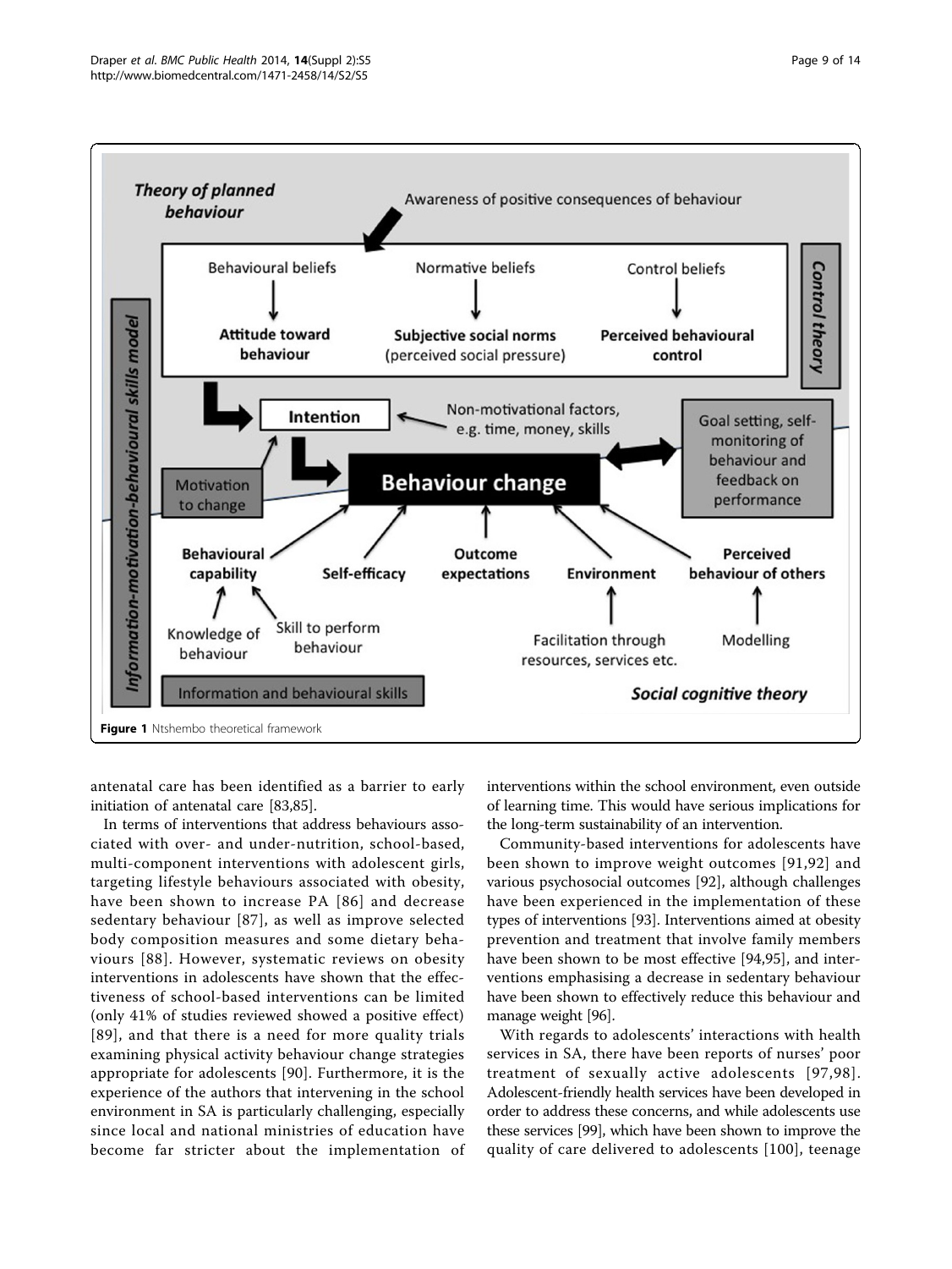Figure 1 Ntshembo theoretical framework

antenatal care has been identified as a barrier to early initiation of antenatal care [83,85].

In terms of interventions that address behaviours associated with over- and under-nutrition, school-based, multi-component interventions with adolescent girls, targeting lifestyle behaviours associated with obesity, have been shown to increase PA [86] and decrease sedentary behaviour [87], as well as improve selected body composition measures and some dietary behaviours [88]. However, systematic reviews on obesity interventions in adolescents have shown that the effectiveness of school-based interventions can be limited (only 41% of studies reviewed showed a positive effect) [89], and that there is a need for more quality trials examining physical activity behaviour change strategies appropriate for adolescents [90]. Furthermore, it is the experience of the authors that intervening in the school environment in SA is particularly challenging, especially since local and national ministries of education have become far stricter about the implementation of interventions within the school environment, even outside of learning time. This would have serious implications for the long-term sustainability of an intervention.

Community-based interventions for adolescents have been shown to improve weight outcomes [91,92] and various psychosocial outcomes [92], although challenges have been experienced in the implementation of these types of interventions [93]. Interventions aimed at obesity prevention and treatment that involve family members have been shown to be most effective [94,95], and interventions emphasising a decrease in sedentary behaviour have been shown to effectively reduce this behaviour and manage weight [96].

With regards to adolescents' interactions with health services in SA, there have been reports of nurses' poor treatment of sexually active adolescents [97,98]. Adolescent-friendly health services have been developed in order to address these concerns, and while adolescents use these services [99], which have been shown to improve the quality of care delivered to adolescents [100], teenage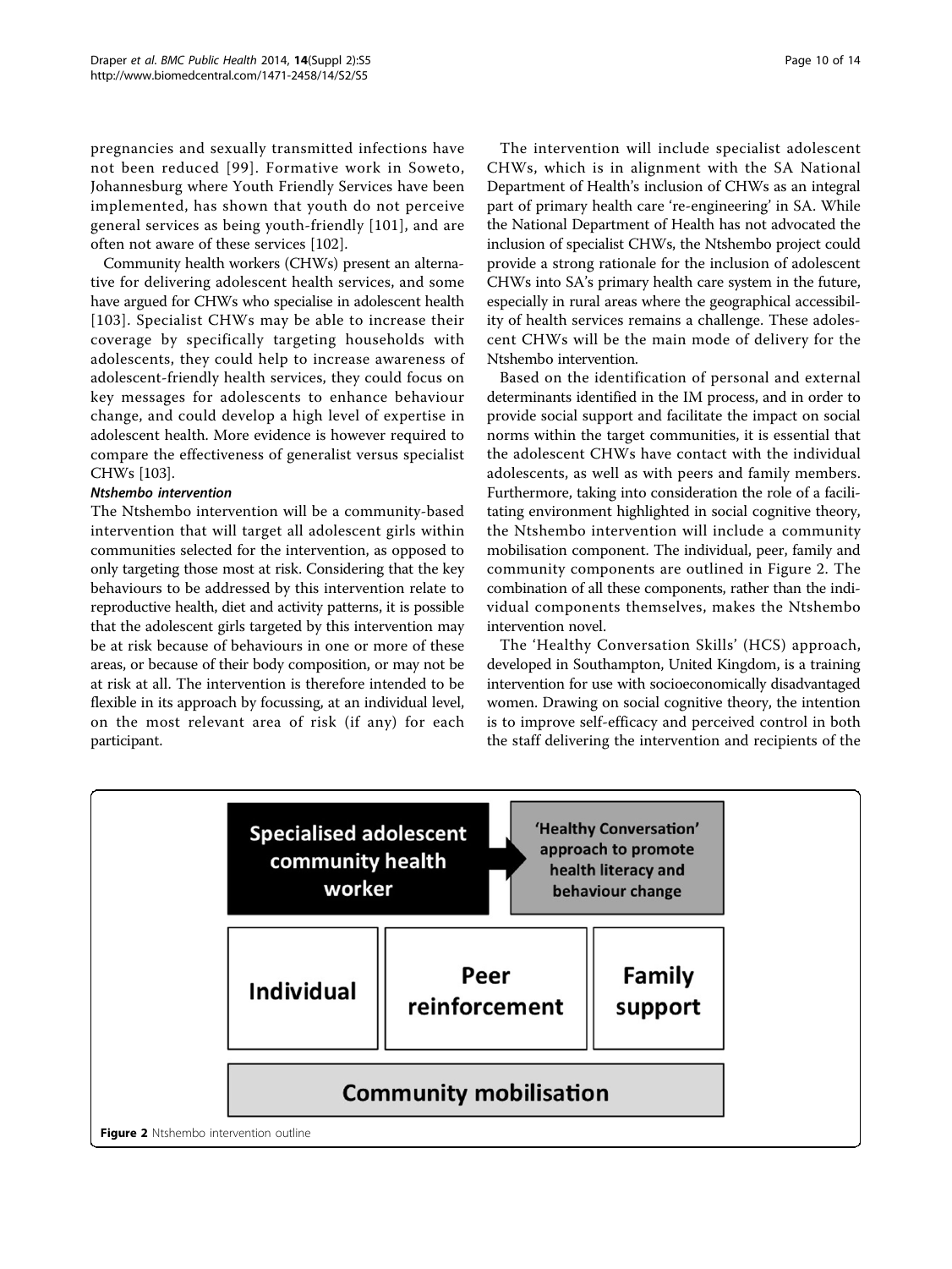pregnancies and sexually transmitted infections have not been reduced [99]. Formative work in Soweto, Johannesburg where Youth Friendly Services have been implemented, has shown that youth do not perceive general services as being youth-friendly [101], and are often not aware of these services [102].

Community health workers (CHWs) present an alternative for delivering adolescent health services, and some have argued for CHWs who specialise in adolescent health [103]. Specialist CHWs may be able to increase their coverage by specifically targeting households with adolescents, they could help to increase awareness of adolescent-friendly health services, they could focus on key messages for adolescents to enhance behaviour change, and could develop a high level of expertise in adolescent health. More evidence is however required to compare the effectiveness of generalist versus specialist CHWs [103].

#### *Ntshembo intervention*

The Ntshembo intervention will be a community-based intervention that will target all adolescent girls within communities selected for the intervention, as opposed to only targeting those most at risk. Considering that the key behaviours to be addressed by this intervention relate to reproductive health, diet and activity patterns, it is possible that the adolescent girls targeted by this intervention may be at risk because of behaviours in one or more of these areas, or because of their body composition, or may not be at risk at all. The intervention is therefore intended to be flexible in its approach by focussing, at an individual level, on the most relevant area of risk (if any) for each participant.

The intervention will include specialist adolescent CHWs, which is in alignment with the SA National Department of Health's inclusion of CHWs as an integral part of primary health care 're-engineering' in SA. While the National Department of Health has not advocated the inclusion of specialist CHWs, the Ntshembo project could provide a strong rationale for the inclusion of adolescent CHWs into SA's primary health care system in the future, especially in rural areas where the geographical accessibility of health services remains a challenge. These adolescent CHWs will be the main mode of delivery for the Ntshembo intervention.

Based on the identification of personal and external determinants identified in the IM process, and in order to provide social support and facilitate the impact on social norms within the target communities, it is essential that the adolescent CHWs have contact with the individual adolescents, as well as with peers and family members. Furthermore, taking into consideration the role of a facilitating environment highlighted in social cognitive theory, the Ntshembo intervention will include a community mobilisation component. The individual, peer, family and community components are outlined in Figure 2. The combination of all these components, rather than the individual components themselves, makes the Ntshembo intervention novel.

The 'Healthy Conversation Skills' (HCS) approach, developed in Southampton, United Kingdom, is a training intervention for use with socioeconomically disadvantaged women. Drawing on social cognitive theory, the intention is to improve self-efficacy and perceived control in both the staff delivering the intervention and recipients of the

Specialised adolescent community health worker

'Healthy Conversation' approach to promote health literacy and behaviour change

Individual

Peer reinforcement

Family support

Community mobilisation

**Figure 2** Ntshembo intervention outline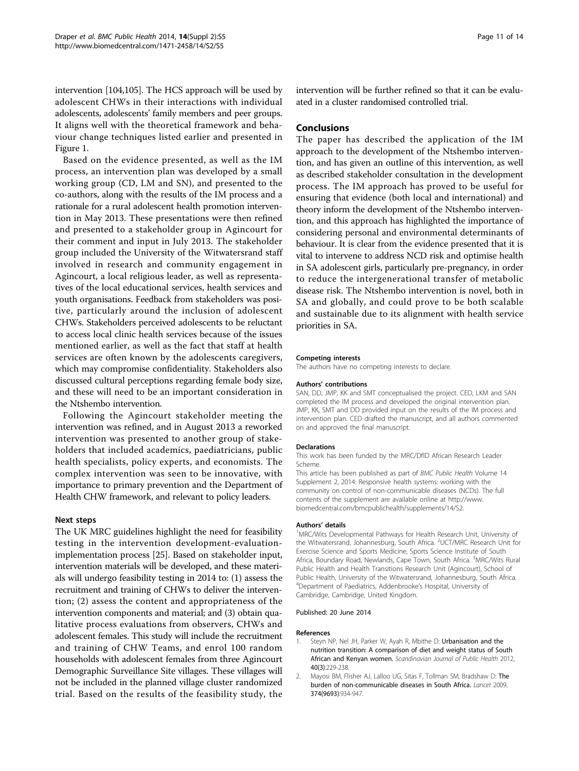intervention [104,105]. The HCS approach will be used by adolescent CHWs in their interactions with individual adolescents, adolescents' family members and peer groups. It aligns well with the theoretical framework and behaviour change techniques listed earlier and presented in Figure 1.

Based on the evidence presented, as well as the IM process, an intervention plan was developed by a small working group (CD, LM and SN), and presented to the co-authors, along with the results of the IM process and a rationale for a rural adolescent health promotion intervention in May 2013. These presentations were then refined and presented to a stakeholder group in Agincourt for their comment and input in July 2013. The stakeholder group included the University of the Witwatersrand staff involved in research and community engagement in Agincourt, a local religious leader, as well as representatives of the local educational services, health services and youth organisations. Feedback from stakeholders was positive, particularly around the inclusion of adolescent CHWs. Stakeholders perceived adolescents to be reluctant to access local clinic health services because of the issues mentioned earlier, as well as the fact that staff at health services are often known by the adolescents caregivers, which may compromise confidentiality. Stakeholders also discussed cultural perceptions regarding female body size, and these will need to be an important consideration in the Ntshembo intervention.

Following the Agincourt stakeholder meeting the intervention was refined, and in August 2013 a reworked intervention was presented to another group of stakeholders that included academics, paediatricians, public health specialists, policy experts, and economists. The complex intervention was seen to be innovative, with importance to primary prevention and the Department of Health CHW framework, and relevant to policy leaders.

### Next steps

The UK MRC guidelines highlight the need for feasibility testing in the intervention development-evaluation-implementation process [25]. Based on stakeholder input, intervention materials will be developed, and these materials will undergo feasibility testing in 2014 to: (1) assess the recruitment and training of CHWs to deliver the intervention; (2) assess the content and appropriateness of the intervention components and material; and (3) obtain qualitative process evaluations from observers, CHWs and adolescent females. This study will include the recruitment and training of CHW Teams, and enrol 100 random households with adolescent females from three Agincourt Demographic Surveillance Site villages. These villages will not be included in the planned village cluster randomized trial. Based on the results of the feasibility study, the intervention will be further refined so that it can be evaluated in a cluster randomised controlled trial.

## Conclusions

The paper has described the application of the IM approach to the development of the Ntshembo intervention, and has given an outline of this intervention, as well as described stakeholder consultation in the development process. The IM approach has proved to be useful for ensuring that evidence (both local and international) and theory inform the development of the Ntshembo intervention, and this approach has highlighted the importance of considering personal and environmental determinants of behaviour. It is clear from the evidence presented that it is vital to intervene to address NCD risk and optimise health in SA adolescent girls, particularly pre-pregnancy, in order to reduce the intergenerational transfer of metabolic disease risk. The Ntshembo intervention is novel, both in SA and globally, and could prove to be both scalable and sustainable due to its alignment with health service priorities in SA.

#### Competing interests

The authors have no competing interests to declare.

#### Authors' contributions

SAN, DD, JMP, KK and SMT conceptualised the project. CED, LKM and SAN completed the IM process and developed the original intervention plan. JMP, KK, SMT and DD provided input on the results of the IM process and intervention plan. CED drafted the manuscript, and all authors commented on and approved the final manuscript.

#### Declarations

This work has been funded by the MRC/DfID African Research Leader Scheme.

This article has been published as part of *BMC Public Health* Volume 14 Supplement 2, 2014: Responsive health systems: working with the community on control of non-communicable diseases (NCDs). The full contents of the supplement are available online at http://www.biomedcentral.com/bmcpublichealth/supplements/14/S2.

#### Authors' details

[1]MRC/Wits Developmental Pathways for Health Research Unit, University of the Witwatersrand, Johannesburg, South Africa. [2]UCT/MRC Research Unit for Exercise Science and Sports Medicine, Sports Science Institute of South Africa, Boundary Road, Newlands, Cape Town, South Africa. [3]MRC/Wits Rural Public Health and Health Transitions Research Unit (Agincourt), School of Public Health, University of the Witwatersrand, Johannesburg, South Africa. [4]Department of Paediatrics, Addenbrooke's Hospital, University of Cambridge, Cambridge, United Kingdom.

Published: 20 June 2014

#### References

1. Steyn NP, Nel JH, Parker W, Ayah R, Mbithe D: **Urbanisation and the nutrition transition: A comparison of diet and weight status of South African and Kenyan women.** *Scandinavian Journal of Public Health* 2012, **40(3)**:229-238.
2. Mayosi BM, Flisher AJ, Lalloo UG, Sitas F, Tollman SM, Bradshaw D: **The burden of non-communicable diseases in South Africa.** *Lancet* 2009, **374(9693)**:934-947.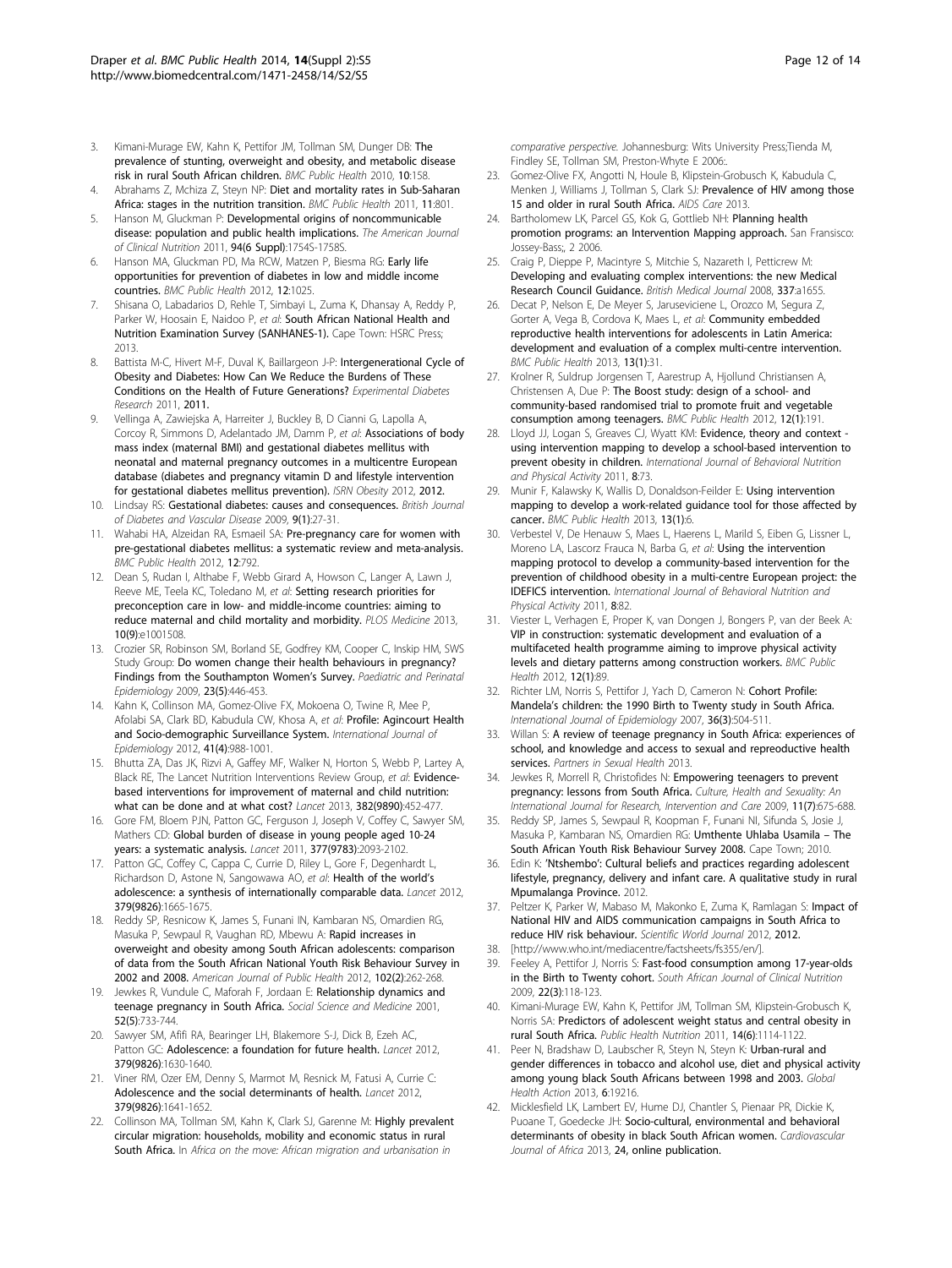3. Kimani-Murage EW, Kahn K, Pettifor JM, Tollman SM, Dunger DB: **The prevalence of stunting, overweight and obesity, and metabolic disease risk in rural South African children.** *BMC Public Health* 2010, **10**:158.
4. Abrahams Z, Mchiza Z, Steyn NP: **Diet and mortality rates in Sub-Saharan Africa: stages in the nutrition transition.** *BMC Public Health* 2011, **11**:801.
5. Hanson M, Gluckman P: **Developmental origins of noncommunicable disease: population and public health implications.** *The American Journal of Clinical Nutrition* 2011, **94(6 Suppl)**:1754S-1758S.
6. Hanson MA, Gluckman PD, Ma RCW, Matzen P, Biesma RG: **Early life opportunities for prevention of diabetes in low and middle income countries.** *BMC Public Health* 2012, **12**:1025.
7. Shisana O, Labadarios D, Rehle T, Simbayi L, Zuma K, Dhansay A, Reddy P, Parker W, Hoosain E, Naidoo P, *et al*: **South African National Health and Nutrition Examination Survey (SANHANES-1).** Cape Town: HSRC Press; 2013.
8. Battista M-C, Hivert M-F, Duval K, Baillargeon J-P: **Intergenerational Cycle of Obesity and Diabetes: How Can We Reduce the Burdens of These Conditions on the Health of Future Generations?** *Experimental Diabetes Research* 2011, **2011.**
9. Vellinga A, Zawiejska A, Harreiter J, Buckley B, D Cianni G, Lapolla A, Corcoy R, Simmons D, Adelantado JM, Damm P, *et al*: **Associations of body mass index (maternal BMI) and gestational diabetes mellitus with neonatal and maternal pregnancy outcomes in a multicentre European database (diabetes and pregnancy vitamin D and lifestyle intervention for gestational diabetes mellitus prevention).** *ISRN Obesity* 2012, **2012.**
10. Lindsay RS: **Gestational diabetes: causes and consequences.** *British Journal of Diabetes and Vascular Disease* 2009, **9(1)**:27-31.
11. Wahabi HA, Alzeidan RA, Esmaeil SA: **Pre-pregnancy care for women with pre-gestational diabetes mellitus: a systematic review and meta-analysis.** *BMC Public Health* 2012, **12**:792.
12. Dean S, Rudan I, Althabe F, Webb Girard A, Howson C, Langer A, Lawn J, Reeve ME, Teela KC, Toledano M, *et al*: **Setting research priorities for preconception care in low- and middle-income countries: aiming to reduce maternal and child mortality and morbidity.** *PLOS Medicine* 2013, **10(9)**:e1001508.
13. Crozier SR, Robinson SM, Borland SE, Godfrey KM, Cooper C, Inskip HM, SWS Study Group: **Do women change their health behaviours in pregnancy? Findings from the Southampton Women's Survey.** *Paediatric and Perinatal Epidemiology* 2009, **23(5)**:446-453.
14. Kahn K, Collinson MA, Gomez-Olive FX, Mokoena O, Twine R, Mee P, Afolabi SA, Clark BD, Kabudula CW, Khosa A, *et al*: **Profile: Agincourt Health and Socio-demographic Surveillance System.** *International Journal of Epidemiology* 2012, **41(4)**:988-1001.
15. Bhutta ZA, Das JK, Rizvi A, Gaffey MF, Walker N, Horton S, Webb P, Lartey A, Black RE, The Lancet Nutrition Interventions Review Group, *et al*: **Evidence-based interventions for improvement of maternal and child nutrition: what can be done and at what cost?** *Lancet* 2013, **382(9890)**:452-477.
16. Gore FM, Bloem PJN, Patton GC, Ferguson J, Joseph V, Coffey C, Sawyer SM, Mathers CD: **Global burden of disease in young people aged 10-24 years: a systematic analysis.** *Lancet* 2011, **377(9783)**:2093-2102.
17. Patton GC, Coffey C, Cappa C, Currie D, Riley L, Gore F, Degenhardt L, Richardson D, Astone N, Sangowawa AO, *et al*: **Health of the world's adolescence: a synthesis of internationally comparable data.** *Lancet* 2012, **379(9826)**:1665-1675.
18. Reddy SP, Resnicow K, James S, Funani IN, Kambaran NS, Omardien RG, Masuka P, Sewpaul R, Vaughan RD, Mbewu A: **Rapid increases in overweight and obesity among South African adolescents: comparison of data from the South African National Youth Risk Behaviour Survey in 2002 and 2008.** *American Journal of Public Health* 2012, **102(2)**:262-268.
19. Jewkes R, Vundule C, Maforah F, Jordaan E: **Relationship dynamics and teenage pregnancy in South Africa.** *Social Science and Medicine* 2001, **52(5)**:733-744.
20. Sawyer SM, Afifi RA, Bearinger LH, Blakemore S-J, Dick B, Ezeh AC, Patton GC: **Adolescence: a foundation for future health.** *Lancet* 2012, **379(9826)**:1630-1640.
21. Viner RM, Ozer EM, Denny S, Marmot M, Resnick M, Fatusi A, Currie C: **Adolescence and the social determinants of health.** *Lancet* 2012, **379(9826)**:1641-1652.
22. Collinson MA, Tollman SM, Kahn K, Clark SJ, Garenne M: **Highly prevalent circular migration: households, mobility and economic status in rural South Africa.** In *Africa on the move: African migration and urbanisation in comparative perspective.* Johannesburg: Wits University Press;Tienda M, Findley SE, Tollman SM, Preston-Whyte E 2006:.
23. Gomez-Olive FX, Angotti N, Houle B, Klipstein-Grobusch K, Kabudula C, Menken J, Williams J, Tollman S, Clark SJ: **Prevalence of HIV among those 15 and older in rural South Africa.** *AIDS Care* 2013.
24. Bartholomew LK, Parcel GS, Kok G, Gottlieb NH: **Planning health promotion programs: an Intervention Mapping approach.** San Fransisco: Jossey-Bass;, 2 2006.
25. Craig P, Dieppe P, Macintyre S, Mitchie S, Nazareth I, Petticrew M: **Developing and evaluating complex interventions: the new Medical Research Council Guidance.** *British Medical Journal* 2008, **337**:a1655.
26. Decat P, Nelson E, De Meyer S, Jaruseviciene L, Orozco M, Segura Z, Gorter A, Vega B, Cordova K, Maes L, *et al*: **Community embedded reproductive health interventions for adolescents in Latin America: development and evaluation of a complex multi-centre intervention.** *BMC Public Health* 2013, **13(1)**:31.
27. Krolner R, Suldrup Jorgensen T, Aarestrup A, Hjollund Christiansen A, Christensen A, Due P: **The Boost study: design of a school- and community-based randomised trial to promote fruit and vegetable consumption among teenagers.** *BMC Public Health* 2012, **12(1)**:191.
28. Lloyd JJ, Logan S, Greaves CJ, Wyatt KM: **Evidence, theory and context - using intervention mapping to develop a school-based intervention to prevent obesity in children.** *International Journal of Behavioral Nutrition and Physical Activity* 2011, **8**:73.
29. Munir F, Kalawsky K, Wallis D, Donaldson-Feilder E: **Using intervention mapping to develop a work-related guidance tool for those affected by cancer.** *BMC Public Health* 2013, **13(1)**:6.
30. Verbestel V, De Henauw S, Maes L, Haerens L, Marild S, Eiben G, Lissner L, Moreno LA, Lascorz Frauca N, Barba G, *et al*: **Using the intervention mapping protocol to develop a community-based intervention for the prevention of childhood obesity in a multi-centre European project: the IDEFICS intervention.** *International Journal of Behavioral Nutrition and Physical Activity* 2011, **8**:82.
31. Viester L, Verhagen E, Proper K, van Dongen J, Bongers P, van der Beek A: **VIP in construction: systematic development and evaluation of a multifaceted health programme aiming to improve physical activity levels and dietary patterns among construction workers.** *BMC Public Health* 2012, **12(1)**:89.
32. Richter LM, Norris S, Pettifor J, Yach D, Cameron N: **Cohort Profile: Mandela's children: the 1990 Birth to Twenty study in South Africa.** *International Journal of Epidemiology* 2007, **36(3)**:504-511.
33. Willan S: **A review of teenage pregnancy in South Africa: experiences of school, and knowledge and access to sexual and repreoductive health services.** *Partners in Sexual Health* 2013.
34. Jewkes R, Morrell R, Christofides N: **Empowering teenagers to prevent pregnancy: lessons from South Africa.** *Culture, Health and Sexuality: An International Journal for Research, Intervention and Care* 2009, **11(7)**:675-688.
35. Reddy SP, James S, Sewpaul R, Koopman F, Funani NI, Sifunda S, Josie J, Masuka P, Kambaran NS, Omardien RG: **Umthente Uhlaba Usamila – The South African Youth Risk Behaviour Survey 2008.** Cape Town; 2010.
36. Edin K: **'Ntshembo': Cultural beliefs and practices regarding adolescent lifestyle, pregnancy, delivery and infant care. A qualitative study in rural Mpumalanga Province.** 2012.
37. Peltzer K, Parker W, Mabaso M, Makonko E, Zuma K, Ramlagan S: **Impact of National HIV and AIDS communication campaigns in South Africa to reduce HIV risk behaviour.** *Scientific World Journal* 2012, **2012.**
38. [http://www.who.int/mediacentre/factsheets/fs355/en/].
39. Feeley A, Pettifor J, Norris S: **Fast-food consumption among 17-year-olds in the Birth to Twenty cohort.** *South African Journal of Clinical Nutrition* 2009, **22(3)**:118-123.
40. Kimani-Murage EW, Kahn K, Pettifor JM, Tollman SM, Klipstein-Grobusch K, Norris SA: **Predictors of adolescent weight status and central obesity in rural South Africa.** *Public Health Nutrition* 2011, **14(6)**:1114-1122.
41. Peer N, Bradshaw D, Laubscher R, Steyn N, Steyn K: **Urban-rural and gender differences in tobacco and alcohol use, diet and physical activity among young black South Africans between 1998 and 2003.** *Global Health Action* 2013, **6**:19216.
42. Micklesfield LK, Lambert EV, Hume DJ, Chantler S, Pienaar PR, Dickie K, Puoane T, Goedecke JH: **Socio-cultural, environmental and behavioral determinants of obesity in black South African women.** *Cardiovascular Journal of Africa* 2013, **24**, online publication.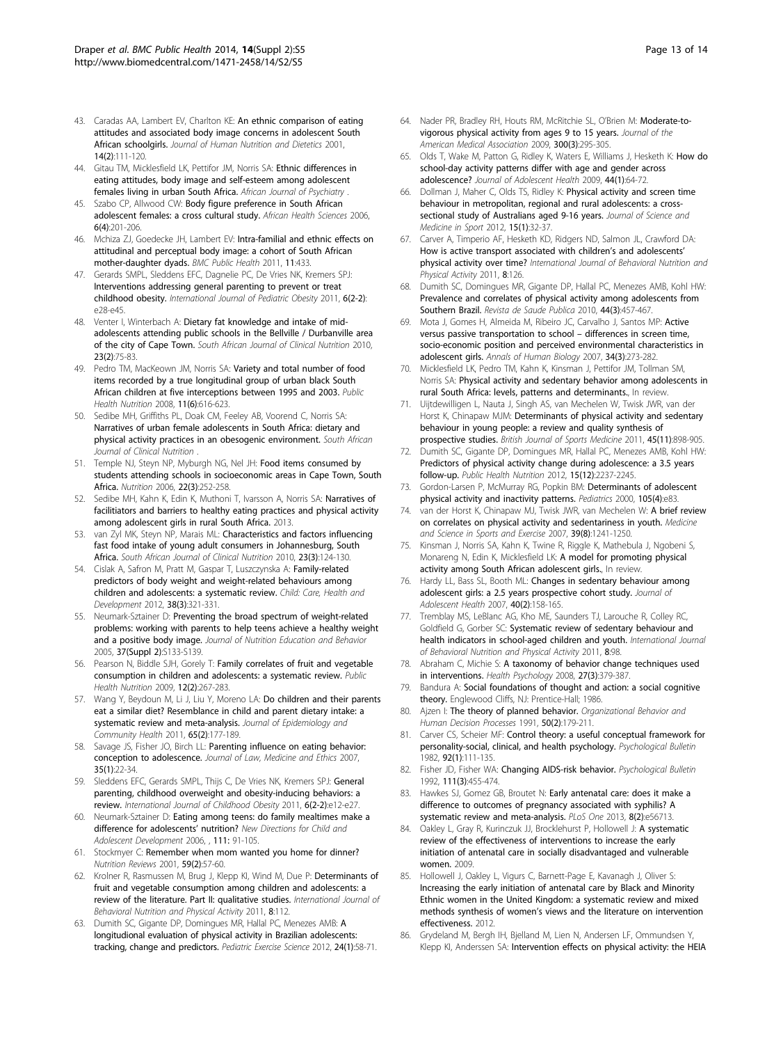43. Caradas AA, Lambert EV, Charlton KE: **An ethnic comparison of eating attitudes and associated body image concerns in adolescent South African schoolgirls.** *Journal of Human Nutrition and Dietetics* 2001, **14(2)**:111-120.
44. Gitau TM, Micklesfield LK, Pettifor JM, Norris SA: **Ethnic differences in eating attitudes, body image and self-esteem among adolescent females living in urban South Africa.** *African Journal of Psychiatry* .
45. Szabo CP, Allwood CW: **Body figure preference in South African adolescent females: a cross cultural study.** *African Health Sciences* 2006, **6(4)**:201-206.
46. Mchiza ZJ, Goedecke JH, Lambert EV: **Intra-familial and ethnic effects on attitudinal and perceptual body image: a cohort of South African mother-daughter dyads.** *BMC Public Health* 2011, **11**:433.
47. Gerards SMPL, Sleddens EFC, Dagnelie PC, De Vries NK, Kremers SPJ: **Interventions addressing general parenting to prevent or treat childhood obesity.** *International Journal of Pediatric Obesity* 2011, **6(2-2)**: e28-e45.
48. Venter I, Winterbach A: **Dietary fat knowledge and intake of mid-adolescents attending public schools in the Bellville / Durbanville area of the city of Cape Town.** *South African Journal of Clinical Nutrition* 2010, **23(2)**:75-83.
49. Pedro TM, MacKeown JM, Norris SA: **Variety and total number of food items recorded by a true longitudinal group of urban black South African children at five interceptions between 1995 and 2003.** *Public Health Nutrition* 2008, **11(6)**:616-623.
50. Sedibe MH, Griffiths PL, Doak CM, Feeley AB, Voorend C, Norris SA: **Narratives of urban female adolescents in South Africa: dietary and physical activity practices in an obesogenic environment.** *South African Journal of Clinical Nutrition* .
51. Temple NJ, Steyn NP, Myburgh NG, Nel JH: **Food items consumed by students attending schools in socioeconomic areas in Cape Town, South Africa.** *Nutrition* 2006, **22(3)**:252-258.
52. Sedibe MH, Kahn K, Edin K, Muthoni T, Ivarsson A, Norris SA: **Narratives of facilitators and barriers to healthy eating practices and physical activity among adolescent girls in rural South Africa.** 2013.
53. van Zyl MK, Steyn NP, Marais ML: **Characteristics and factors influencing fast food intake of young adult consumers in Johannesburg, South Africa.** *South African Journal of Clinical Nutrition* 2010, **23(3)**:124-130.
54. Cislak A, Safron M, Pratt M, Gaspar T, Luszczynska A: **Family-related predictors of body weight and weight-related behaviours among children and adolescents: a systematic review.** *Child: Care, Health and Development* 2012, **38(3)**:321-331.
55. Neumark-Sztainer D: **Preventing the broad spectrum of weight-related problems: working with parents to help teens achieve a healthy weight and a positive body image.** *Journal of Nutrition Education and Behavior* 2005, **37(Suppl 2)**:S133-S139.
56. Pearson N, Biddle SJH, Gorely T: **Family correlates of fruit and vegetable consumption in children and adolescents: a systematic review.** *Public Health Nutrition* 2009, **12(2)**:267-283.
57. Wang Y, Beydoun M, Li J, Liu Y, Moreno LA: **Do children and their parents eat a similar diet? Resemblance in child and parent dietary intake: a systematic review and meta-analysis.** *Journal of Epidemiology and Community Health* 2011, **65(2)**:177-189.
58. Savage JS, Fisher JO, Birch LL: **Parenting influence on eating behavior: conception to adolescence.** *Journal of Law, Medicine and Ethics* 2007, **35(1)**:22-34.
59. Sleddens EFC, Gerards SMPL, Thijs C, De Vries NK, Kremers SPJ: **General parenting, childhood overweight and obesity-inducing behaviors: a review.** *International Journal of Childhood Obesity* 2011, **6(2-2)**:e12-e27.
60. Neumark-Sztainer D: **Eating among teens: do family mealtimes make a difference for adolescents' nutrition?** *New Directions for Child and Adolescent Development* 2006, , **111**: 91-105.
61. Stockmyer C: **Remember when mom wanted you home for dinner?** *Nutrition Reviews* 2001, **59(2)**:57-60.
62. Krolner R, Rasmussen M, Brug J, Klepp KI, Wind M, Due P: **Determinants of fruit and vegetable consumption among children and adolescents: a review of the literature. Part II: qualitative studies.** *International Journal of Behavioral Nutrition and Physical Activity* 2011, **8**:112.
63. Dumith SC, Gigante DP, Domingues MR, Hallal PC, Menezes AMB: **A longitudinal evaluation of physical activity in Brazilian adolescents: tracking, change and predictors.** *Pediatric Exercise Science* 2012, **24(1)**:58-71.
64. Nader PR, Bradley RH, Houts RM, McRitchie SL, O'Brien M: **Moderate-to-vigorous physical activity from ages 9 to 15 years.** *Journal of the American Medical Association* 2009, **300(3)**:295-305.
65. Olds T, Wake M, Patton G, Ridley K, Waters E, Williams J, Hesketh K: **How do school-day activity patterns differ with age and gender across adolescence?** *Journal of Adolescent Health* 2009, **44(1)**:64-72.
66. Dollman J, Maher C, Olds TS, Ridley K: **Physical activity and screen time behaviour in metropolitan, regional and rural adolescents: a cross-sectional study of Australians aged 9-16 years.** *Journal of Science and Medicine in Sport* 2012, **15(1)**:32-37.
67. Carver A, Timperio AF, Hesketh KD, Ridgers ND, Salmon JL, Crawford DA: **How is active transport associated with children's and adolescents' physical activity over time?** *International Journal of Behavioral Nutrition and Physical Activity* 2011, **8**:126.
68. Dumith SC, Domingues MR, Gigante DP, Hallal PC, Menezes AMB, Kohl HW: **Prevalence and correlates of physical activity among adolescents from Southern Brazil.** *Revista de Saude Publica* 2010, **44(3)**:457-467.
69. Mota J, Gomes H, Almeida M, Ribeiro JC, Carvalho J, Santos MP: **Active versus passive transportation to school – differences in screen time, socio-economic position and perceived environmental characteristics in adolescent girls.** *Annals of Human Biology* 2007, **34(3)**:273-282.
70. Micklesfield LK, Pedro TM, Kahn K, Kinsman J, Pettifor JM, Tollman SM, Norris SA: **Physical activity and sedentary behavior among adolescents in rural South Africa: levels, patterns and determinants.**, In review.
71. Uijtdewilligen L, Nauta J, Singh AS, van Mechelen W, Twisk JWR, van der Horst K, Chinapaw MJM: **Determinants of physical activity and sedentary behaviour in young people: a review and quality synthesis of prospective studies.** *British Journal of Sports Medicine* 2011, **45(11)**:898-905.
72. Dumith SC, Gigante DP, Domingues MR, Hallal PC, Menezes AMB, Kohl HW: **Predictors of physical activity change during adolescence: a 3.5 years follow-up.** *Public Health Nutrition* 2012, **15(12)**:2237-2245.
73. Gordon-Larsen P, McMurray RG, Popkin BM: **Determinants of adolescent physical activity and inactivity patterns.** *Pediatrics* 2000, **105(4)**:e83.
74. van der Horst K, Chinapaw MJ, Twisk JWR, van Mechelen W: **A brief review on correlates on physical activity and sedentariness in youth.** *Medicine and Science in Sports and Exercise* 2007, **39(8)**:1241-1250.
75. Kinsman J, Norris SA, Kahn K, Twine R, Riggle K, Mathebula J, Ngobeni S, Monareng N, Edin K, Micklesfield LK: **A model for promoting physical activity among South African adolescent girls.**, In review.
76. Hardy LL, Bass SL, Booth ML: **Changes in sedentary behaviour among adolescent girls: a 2.5 years prospective cohort study.** *Journal of Adolescent Health* 2007, **40(2)**:158-165.
77. Tremblay MS, LeBlanc AG, Kho ME, Saunders TJ, Larouche R, Colley RC, Goldfield G, Gorber SC: **Systematic review of sedentary behaviour and health indicators in school-aged children and youth.** *International Journal of Behavioral Nutrition and Physical Activity* 2011, **8**:98.
78. Abraham C, Michie S: **A taxonomy of behavior change techniques used in interventions.** *Health Psychology* 2008, **27(3)**:379-387.
79. Bandura A: **Social foundations of thought and action: a social cognitive theory.** Englewood Cliffs, NJ: Prentice-Hall; 1986.
80. Ajzen I: **The theory of planned behavior.** *Organizational Behavior and Human Decision Processes* 1991, **50(2)**:179-211.
81. Carver CS, Scheier MF: **Control theory: a useful conceptual framework for personality-social, clinical, and health psychology.** *Psychological Bulletin* 1982, **92(1)**:111-135.
82. Fisher JD, Fisher WA: **Changing AIDS-risk behavior.** *Psychological Bulletin* 1992, **111(3)**:455-474.
83. Hawkes SJ, Gomez GB, Broutet N: **Early antenatal care: does it make a difference to outcomes of pregnancy associated with syphilis? A systematic review and meta-analysis.** *PLoS One* 2013, **8(2)**:e56713.
84. Oakley L, Gray R, Kurinczuk JJ, Brocklehurst P, Hollowell J: **A systematic review of the effectiveness of interventions to increase the early initiation of antenatal care in socially disadvantaged and vulnerable women.** 2009.
85. Hollowell J, Oakley L, Vigurs C, Barnett-Page E, Kavanagh J, Oliver S: **Increasing the early initiation of antenatal care by Black and Minority Ethnic women in the United Kingdom: a systematic review and mixed methods synthesis of women's views and the literature on intervention effectiveness.** 2012.
86. Grydeland M, Bergh IH, Bjelland M, Lien N, Andersen LF, Ommundsen Y, Klepp KI, Anderssen SA: **Intervention effects on physical activity: the HEIA**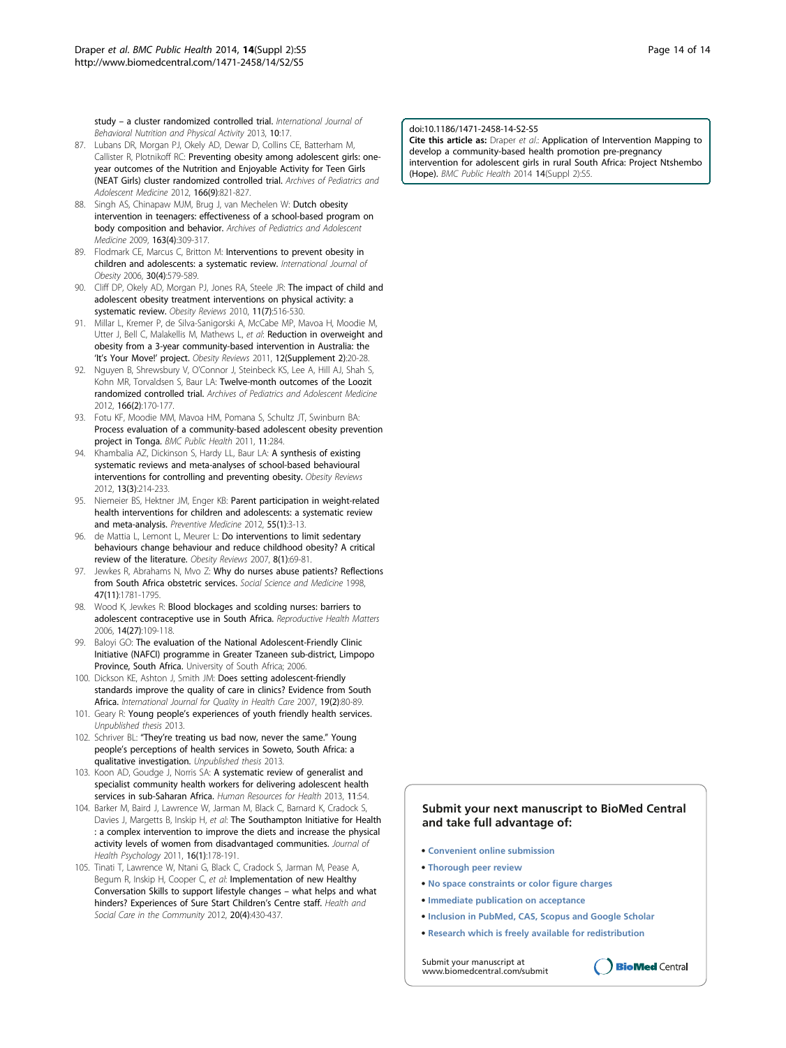study – a cluster randomized controlled trial. *International Journal of Behavioral Nutrition and Physical Activity* 2013, **10**:17.

87. Lubans DR, Morgan PJ, Okely AD, Dewar D, Collins CE, Batterham M, Callister R, Plotnikoff RC: **Preventing obesity among adolescent girls: one-year outcomes of the Nutrition and Enjoyable Activity for Teen Girls (NEAT Girls) cluster randomized controlled trial.** *Archives of Pediatrics and Adolescent Medicine* 2012, **166(9)**:821-827.
88. Singh AS, Chinapaw MJM, Brug J, van Mechelen W: **Dutch obesity intervention in teenagers: effectiveness of a school-based program on body composition and behavior.** *Archives of Pediatrics and Adolescent Medicine* 2009, **163(4)**:309-317.
89. Flodmark CE, Marcus C, Britton M: **Interventions to prevent obesity in children and adolescents: a systematic review.** *International Journal of Obesity* 2006, **30(4)**:579-589.
90. Cliff DP, Okely AD, Morgan PJ, Jones RA, Steele JR: **The impact of child and adolescent obesity treatment interventions on physical activity: a systematic review.** *Obesity Reviews* 2010, **11(7)**:516-530.
91. Millar L, Kremer P, de Silva-Sanigorski A, McCabe MP, Mavoa H, Moodie M, Utter J, Bell C, Malakellis M, Mathews L, *et al*: **Reduction in overweight and obesity from a 3-year community-based intervention in Australia: the 'It's Your Move!' project.** *Obesity Reviews* 2011, **12(Supplement 2)**:20-28.
92. Nguyen B, Shrewsbury V, O'Connor J, Steinbeck KS, Lee A, Hill AJ, Shah S, Kohn MR, Torvaldsen S, Baur LA: **Twelve-month outcomes of the Loozit randomized controlled trial.** *Archives of Pediatrics and Adolescent Medicine* 2012, **166(2)**:170-177.
93. Fotu KF, Moodie MM, Mavoa HM, Pomana S, Schultz JT, Swinburn BA: **Process evaluation of a community-based adolescent obesity prevention project in Tonga.** *BMC Public Health* 2011, **11**:284.
94. Khambalia AZ, Dickinson S, Hardy LL, Baur LA: **A synthesis of existing systematic reviews and meta-analyses of school-based behavioural interventions for controlling and preventing obesity.** *Obesity Reviews* 2012, **13(3)**:214-233.
95. Niemeier BS, Hektner JM, Enger KB: **Parent participation in weight-related health interventions for children and adolescents: a systematic review and meta-analysis.** *Preventive Medicine* 2012, **55(1)**:3-13.
96. de Mattia L, Lemont L, Meurer L: **Do interventions to limit sedentary behaviours change behaviour and reduce childhood obesity? A critical review of the literature.** *Obesity Reviews* 2007, **8(1)**:69-81.
97. Jewkes R, Abrahams N, Mvo Z: **Why do nurses abuse patients? Reflections from South Africa obstetric services.** *Social Science and Medicine* 1998, **47(11)**:1781-1795.
98. Wood K, Jewkes R: **Blood blockages and scolding nurses: barriers to adolescent contraceptive use in South Africa.** *Reproductive Health Matters* 2006, **14(27)**:109-118.
99. Baloyi GO: **The evaluation of the National Adolescent-Friendly Clinic Initiative (NAFCI) programme in Greater Tzaneen sub-district, Limpopo Province, South Africa.** University of South Africa; 2006.
100. Dickson KE, Ashton J, Smith JM: **Does setting adolescent-friendly standards improve the quality of care in clinics? Evidence from South Africa.** *International Journal for Quality in Health Care* 2007, **19(2)**:80-89.
101. Geary R: **Young people's experiences of youth friendly health services.** *Unpublished thesis* 2013.
102. Schriver BL: **"They're treating us bad now, never the same." Young people's perceptions of health services in Soweto, South Africa: a qualitative investigation.** *Unpublished thesis* 2013.
103. Koon AD, Goudge J, Norris SA: **A systematic review of generalist and specialist community health workers for delivering adolescent health services in sub-Saharan Africa.** *Human Resources for Health* 2013, **11**:54.
104. Barker M, Baird J, Lawrence W, Jarman M, Black C, Barnard K, Cradock S, Davies J, Margetts B, Inskip H, *et al*: **The Southampton Initiative for Health : a complex intervention to improve the diets and increase the physical activity levels of women from disadvantaged communities.** *Journal of Health Psychology* 2011, **16(1)**:178-191.
105. Tinati T, Lawrence W, Ntani G, Black C, Cradock S, Jarman M, Pease A, Begum R, Inskip H, Cooper C, *et al*: **Implementation of new Healthy Conversation Skills to support lifestyle changes – what helps and what hinders? Experiences of Sure Start Children's Centre staff.** *Health and Social Care in the Community* 2012, **20(4)**:430-437.

doi:10.1186/1471-2458-14-S2-S5

**Cite this article as:** Draper *et al.*: Application of Intervention Mapping to develop a community-based health promotion pre-pregnancy intervention for adolescent girls in rural South Africa: Project Ntshembo (Hope). *BMC Public Health* 2014 **14**(Suppl 2):S5.

**Submit your next manuscript to BioMed Central and take full advantage of:**

- **Convenient online submission**
- **Thorough peer review**
- **No space constraints or color figure charges**
- **Immediate publication on acceptance**
- **Inclusion in PubMed, CAS, Scopus and Google Scholar**
- **Research which is freely available for redistribution**

Submit your manuscript at
www.biomedcentral.com/submit

BioMed Central